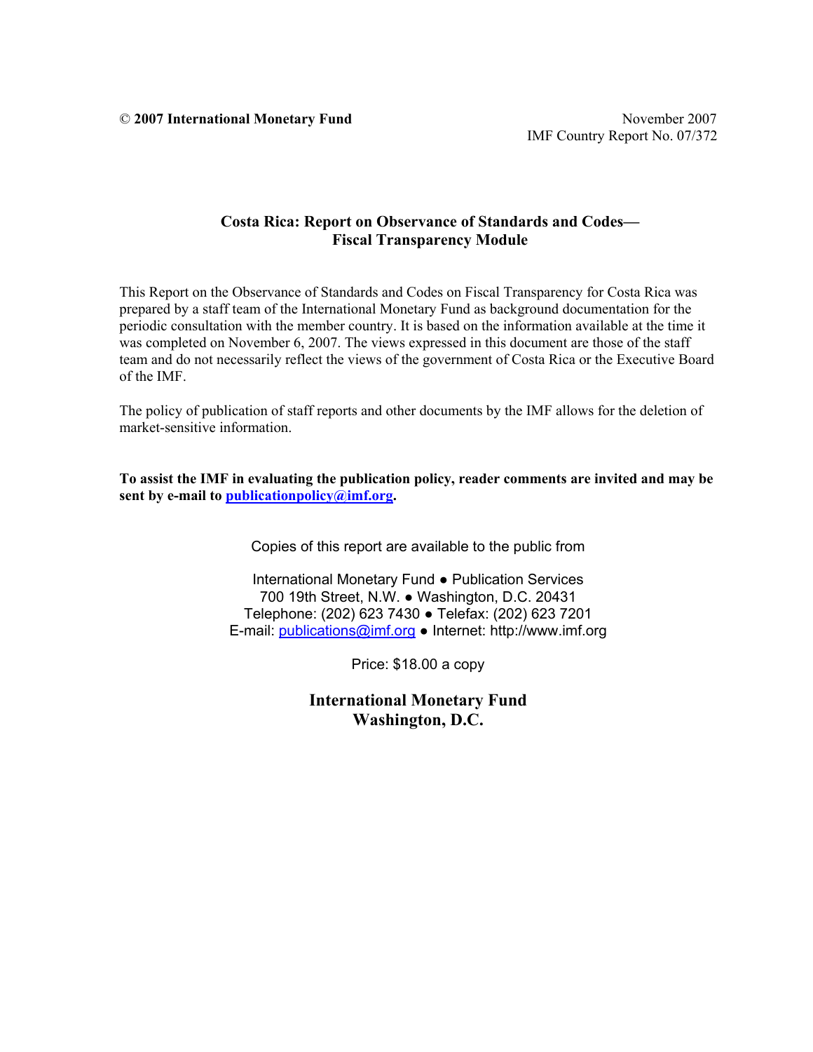© **2007 International Monetary Fund**

November 2007
IMF Country Report No. 07/372

# Costa Rica: Report on Observance of Standards and Codes—Fiscal Transparency Module

This Report on the Observance of Standards and Codes on Fiscal Transparency for Costa Rica was prepared by a staff team of the International Monetary Fund as background documentation for the periodic consultation with the member country. It is based on the information available at the time it was completed on November 6, 2007. The views expressed in this document are those of the staff team and do not necessarily reflect the views of the government of Costa Rica or the Executive Board of the IMF.

The policy of publication of staff reports and other documents by the IMF allows for the deletion of market-sensitive information.

**To assist the IMF in evaluating the publication policy, reader comments are invited and may be sent by e-mail to publicationpolicy@imf.org.**

Copies of this report are available to the public from

International Monetary Fund ● Publication Services
700 19th Street, N.W. ● Washington, D.C. 20431
Telephone: (202) 623 7430 ● Telefax: (202) 623 7201
E-mail: publications@imf.org ● Internet: http://www.imf.org

Price: $18.00 a copy

**International Monetary Fund**
**Washington, D.C.**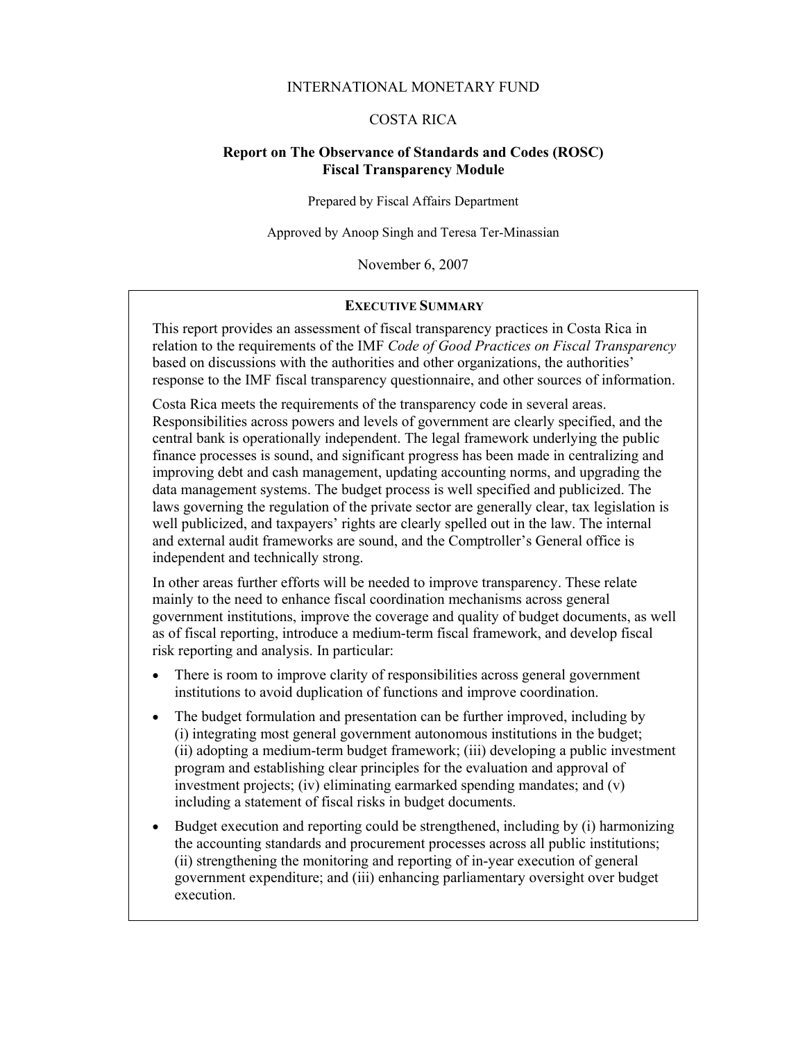INTERNATIONAL MONETARY FUND

COSTA RICA

**Report on The Observance of Standards and Codes (ROSC)**
**Fiscal Transparency Module**

Prepared by Fiscal Affairs Department

Approved by Anoop Singh and Teresa Ter-Minassian

November 6, 2007

## EXECUTIVE SUMMARY

This report provides an assessment of fiscal transparency practices in Costa Rica in relation to the requirements of the IMF *Code of Good Practices on Fiscal Transparency* based on discussions with the authorities and other organizations, the authorities' response to the IMF fiscal transparency questionnaire, and other sources of information.

Costa Rica meets the requirements of the transparency code in several areas. Responsibilities across powers and levels of government are clearly specified, and the central bank is operationally independent. The legal framework underlying the public finance processes is sound, and significant progress has been made in centralizing and improving debt and cash management, updating accounting norms, and upgrading the data management systems. The budget process is well specified and publicized. The laws governing the regulation of the private sector are generally clear, tax legislation is well publicized, and taxpayers' rights are clearly spelled out in the law. The internal and external audit frameworks are sound, and the Comptroller's General office is independent and technically strong.

In other areas further efforts will be needed to improve transparency. These relate mainly to the need to enhance fiscal coordination mechanisms across general government institutions, improve the coverage and quality of budget documents, as well as of fiscal reporting, introduce a medium-term fiscal framework, and develop fiscal risk reporting and analysis. In particular:

- There is room to improve clarity of responsibilities across general government institutions to avoid duplication of functions and improve coordination.
- The budget formulation and presentation can be further improved, including by (i) integrating most general government autonomous institutions in the budget; (ii) adopting a medium-term budget framework; (iii) developing a public investment program and establishing clear principles for the evaluation and approval of investment projects; (iv) eliminating earmarked spending mandates; and (v) including a statement of fiscal risks in budget documents.
- Budget execution and reporting could be strengthened, including by (i) harmonizing the accounting standards and procurement processes across all public institutions; (ii) strengthening the monitoring and reporting of in-year execution of general government expenditure; and (iii) enhancing parliamentary oversight over budget execution.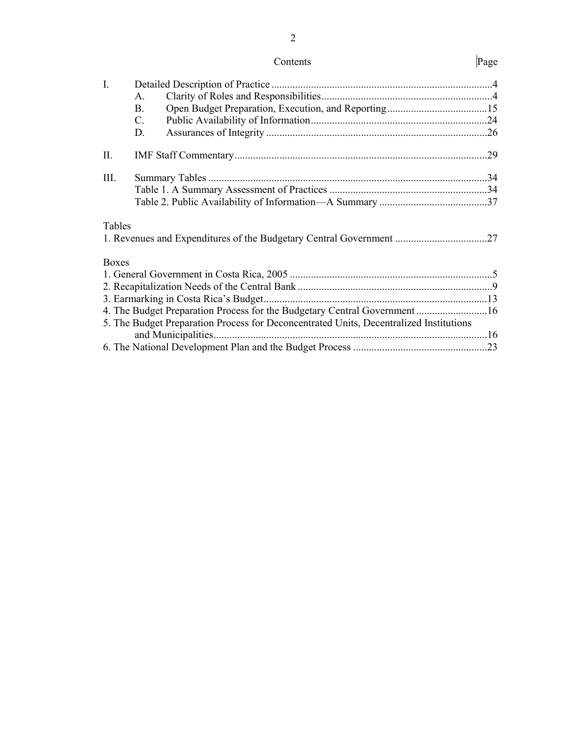## Contents

| | | Page |
|---|---|---|
| I. | Detailed Description of Practice | 4 |
| | A. Clarity of Roles and Responsibilities | 4 |
| | B. Open Budget Preparation, Execution, and Reporting | 15 |
| | C. Public Availability of Information | 24 |
| | D. Assurances of Integrity | 26 |
| II. | IMF Staff Commentary | 29 |
| III. | Summary Tables | 34 |
| | Table 1. A Summary Assessment of Practices | 34 |
| | Table 2. Public Availability of Information—A Summary | 37 |

Tables

1. Revenues and Expenditures of the Budgetary Central Government ....27

Boxes

1. General Government in Costa Rica, 2005 ....5
2. Recapitalization Needs of the Central Bank ....9
3. Earmarking in Costa Rica's Budget ....13
4. The Budget Preparation Process for the Budgetary Central Government ....16
5. The Budget Preparation Process for Deconcentrated Units, Decentralized Institutions and Municipalities ....16
6. The National Development Plan and the Budget Process ....23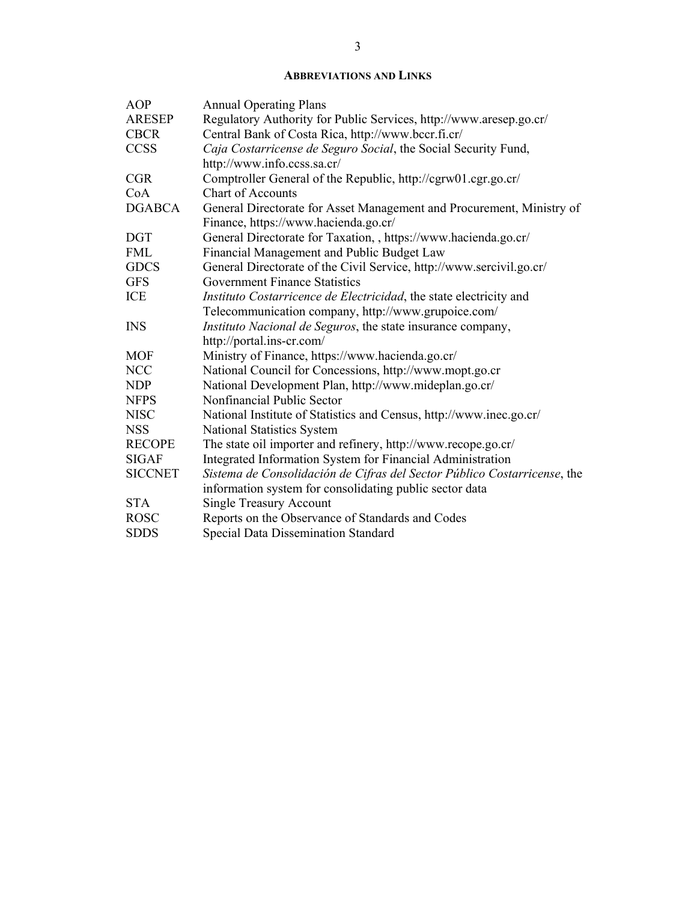## ABBREVIATIONS AND LINKS

| | |
|---|---|
| AOP | Annual Operating Plans |
| ARESEP | Regulatory Authority for Public Services, http://www.aresep.go.cr/ |
| CBCR | Central Bank of Costa Rica, http://www.bccr.fi.cr/ |
| CCSS | *Caja Costarricense de Seguro Social*, the Social Security Fund, http://www.info.ccss.sa.cr/ |
| CGR | Comptroller General of the Republic, http://cgrw01.cgr.go.cr/ |
| CoA | Chart of Accounts |
| DGABCA | General Directorate for Asset Management and Procurement, Ministry of Finance, https://www.hacienda.go.cr/ |
| DGT | General Directorate for Taxation, , https://www.hacienda.go.cr/ |
| FML | Financial Management and Public Budget Law |
| GDCS | General Directorate of the Civil Service, http://www.sercivil.go.cr/ |
| GFS | Government Finance Statistics |
| ICE | *Instituto Costarricence de Electricidad*, the state electricity and Telecommunication company, http://www.grupoice.com/ |
| INS | *Instituto Nacional de Seguros*, the state insurance company, http://portal.ins-cr.com/ |
| MOF | Ministry of Finance, https://www.hacienda.go.cr/ |
| NCC | National Council for Concessions, http://www.mopt.go.cr |
| NDP | National Development Plan, http://www.mideplan.go.cr/ |
| NFPS | Nonfinancial Public Sector |
| NISC | National Institute of Statistics and Census, http://www.inec.go.cr/ |
| NSS | National Statistics System |
| RECOPE | The state oil importer and refinery, http://www.recope.go.cr/ |
| SIGAF | Integrated Information System for Financial Administration |
| SICCNET | *Sistema de Consolidación de Cifras del Sector Público Costarricense*, the information system for consolidating public sector data |
| STA | Single Treasury Account |
| ROSC | Reports on the Observance of Standards and Codes |
| SDDS | Special Data Dissemination Standard |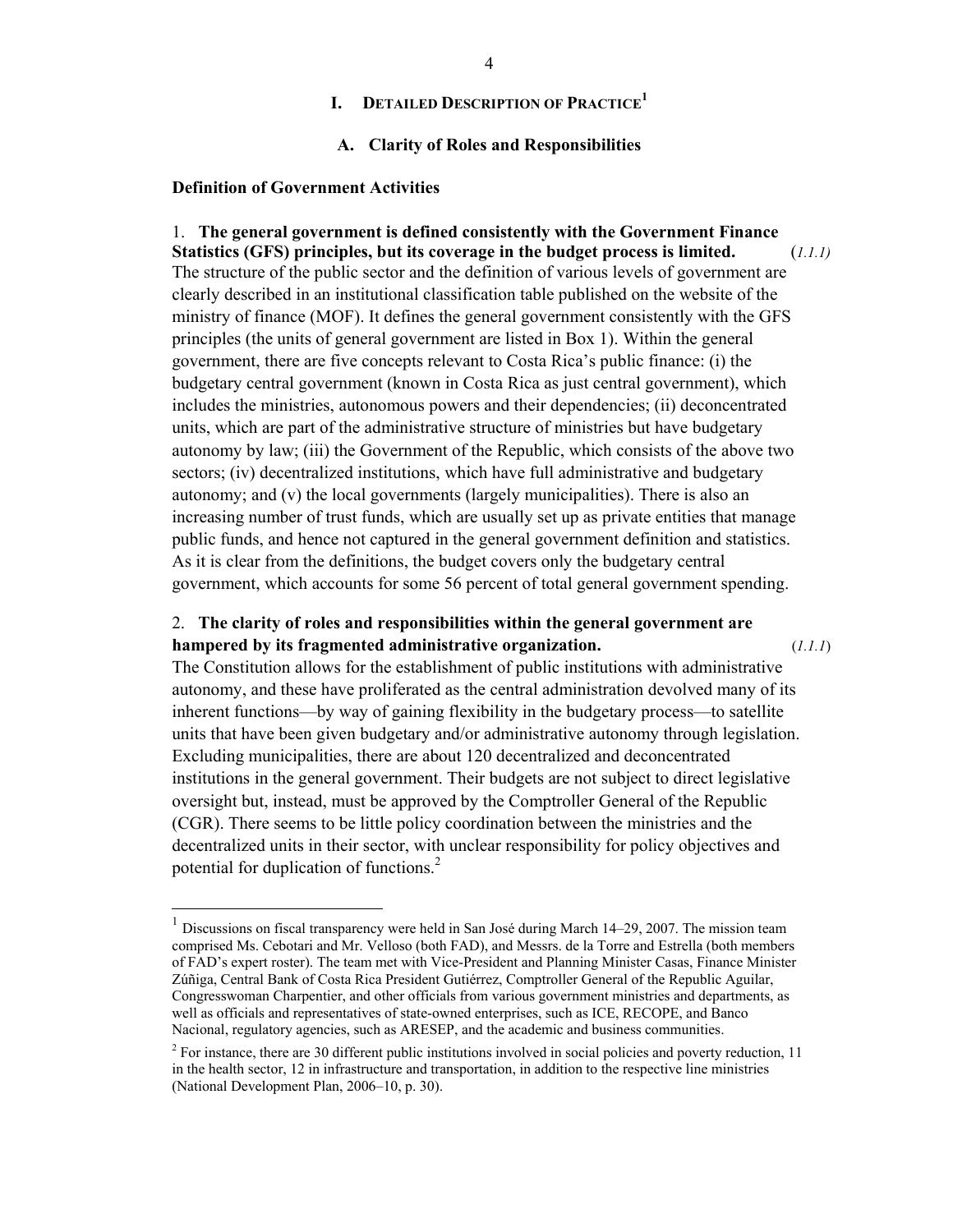# I. Detailed Description of Practice[1]

## A. Clarity of Roles and Responsibilities

### Definition of Government Activities

1. **The general government is defined consistently with the Government Finance Statistics (GFS) principles, but its coverage in the budget process is limited.** (*1.1.1)*
The structure of the public sector and the definition of various levels of government are clearly described in an institutional classification table published on the website of the ministry of finance (MOF). It defines the general government consistently with the GFS principles (the units of general government are listed in Box 1). Within the general government, there are five concepts relevant to Costa Rica's public finance: (i) the budgetary central government (known in Costa Rica as just central government), which includes the ministries, autonomous powers and their dependencies; (ii) deconcentrated units, which are part of the administrative structure of ministries but have budgetary autonomy by law; (iii) the Government of the Republic, which consists of the above two sectors; (iv) decentralized institutions, which have full administrative and budgetary autonomy; and (v) the local governments (largely municipalities). There is also an increasing number of trust funds, which are usually set up as private entities that manage public funds, and hence not captured in the general government definition and statistics. As it is clear from the definitions, the budget covers only the budgetary central government, which accounts for some 56 percent of total general government spending.

2. **The clarity of roles and responsibilities within the general government are hampered by its fragmented administrative organization.** (*1.1.1*)
The Constitution allows for the establishment of public institutions with administrative autonomy, and these have proliferated as the central administration devolved many of its inherent functions—by way of gaining flexibility in the budgetary process—to satellite units that have been given budgetary and/or administrative autonomy through legislation. Excluding municipalities, there are about 120 decentralized and deconcentrated institutions in the general government. Their budgets are not subject to direct legislative oversight but, instead, must be approved by the Comptroller General of the Republic (CGR). There seems to be little policy coordination between the ministries and the decentralized units in their sector, with unclear responsibility for policy objectives and potential for duplication of functions.[2]

---

[1] Discussions on fiscal transparency were held in San José during March 14–29, 2007. The mission team comprised Ms. Cebotari and Mr. Velloso (both FAD), and Messrs. de la Torre and Estrella (both members of FAD's expert roster). The team met with Vice-President and Planning Minister Casas, Finance Minister Zúñiga, Central Bank of Costa Rica President Gutiérrez, Comptroller General of the Republic Aguilar, Congresswoman Charpentier, and other officials from various government ministries and departments, as well as officials and representatives of state-owned enterprises, such as ICE, RECOPE, and Banco Nacional, regulatory agencies, such as ARESEP, and the academic and business communities.

[2] For instance, there are 30 different public institutions involved in social policies and poverty reduction, 11 in the health sector, 12 in infrastructure and transportation, in addition to the respective line ministries (National Development Plan, 2006–10, p. 30).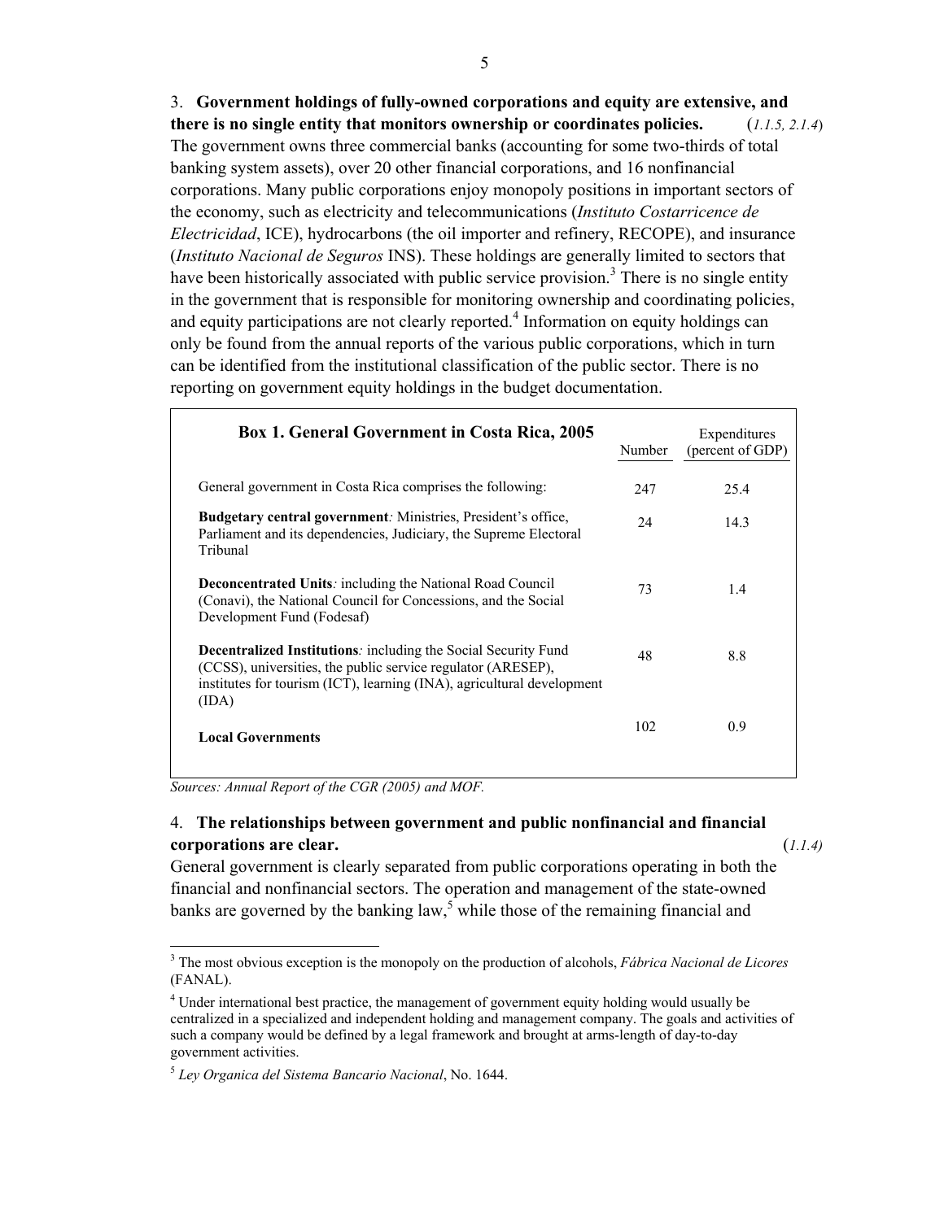3. **Government holdings of fully-owned corporations and equity are extensive, and there is no single entity that monitors ownership or coordinates policies.** (*1.1.5, 2.1.4*)
The government owns three commercial banks (accounting for some two-thirds of total banking system assets), over 20 other financial corporations, and 16 nonfinancial corporations. Many public corporations enjoy monopoly positions in important sectors of the economy, such as electricity and telecommunications (*Instituto Costarricence de Electricidad*, ICE), hydrocarbons (the oil importer and refinery, RECOPE), and insurance (*Instituto Nacional de Seguros* INS). These holdings are generally limited to sectors that have been historically associated with public service provision.[3] There is no single entity in the government that is responsible for monitoring ownership and coordinating policies, and equity participations are not clearly reported.[4] Information on equity holdings can only be found from the annual reports of the various public corporations, which in turn can be identified from the institutional classification of the public sector. There is no reporting on government equity holdings in the budget documentation.

| **Box 1. General Government in Costa Rica, 2005** | Number | Expenditures (percent of GDP) |
|---|---|---|
| General government in Costa Rica comprises the following: | 247 | 25.4 |
| **Budgetary central government***:* Ministries, President's office, Parliament and its dependencies, Judiciary, the Supreme Electoral Tribunal | 24 | 14.3 |
| **Deconcentrated Units***:* including the National Road Council (Conavi), the National Council for Concessions, and the Social Development Fund (Fodesaf) | 73 | 1.4 |
| **Decentralized Institutions***:* including the Social Security Fund (CCSS), universities, the public service regulator (ARESEP), institutes for tourism (ICT), learning (INA), agricultural development (IDA) | 48 | 8.8 |
| **Local Governments** | 102 | 0.9 |

*Sources: Annual Report of the CGR (2005) and MOF.*

4. **The relationships between government and public nonfinancial and financial corporations are clear.** (*1.1.4*)
General government is clearly separated from public corporations operating in both the financial and nonfinancial sectors. The operation and management of the state-owned banks are governed by the banking law,[5] while those of the remaining financial and

[3] The most obvious exception is the monopoly on the production of alcohols, *Fábrica Nacional de Licores* (FANAL).

[4] Under international best practice, the management of government equity holding would usually be centralized in a specialized and independent holding and management company. The goals and activities of such a company would be defined by a legal framework and brought at arms-length of day-to-day government activities.

[5] *Ley Organica del Sistema Bancario Nacional*, No. 1644.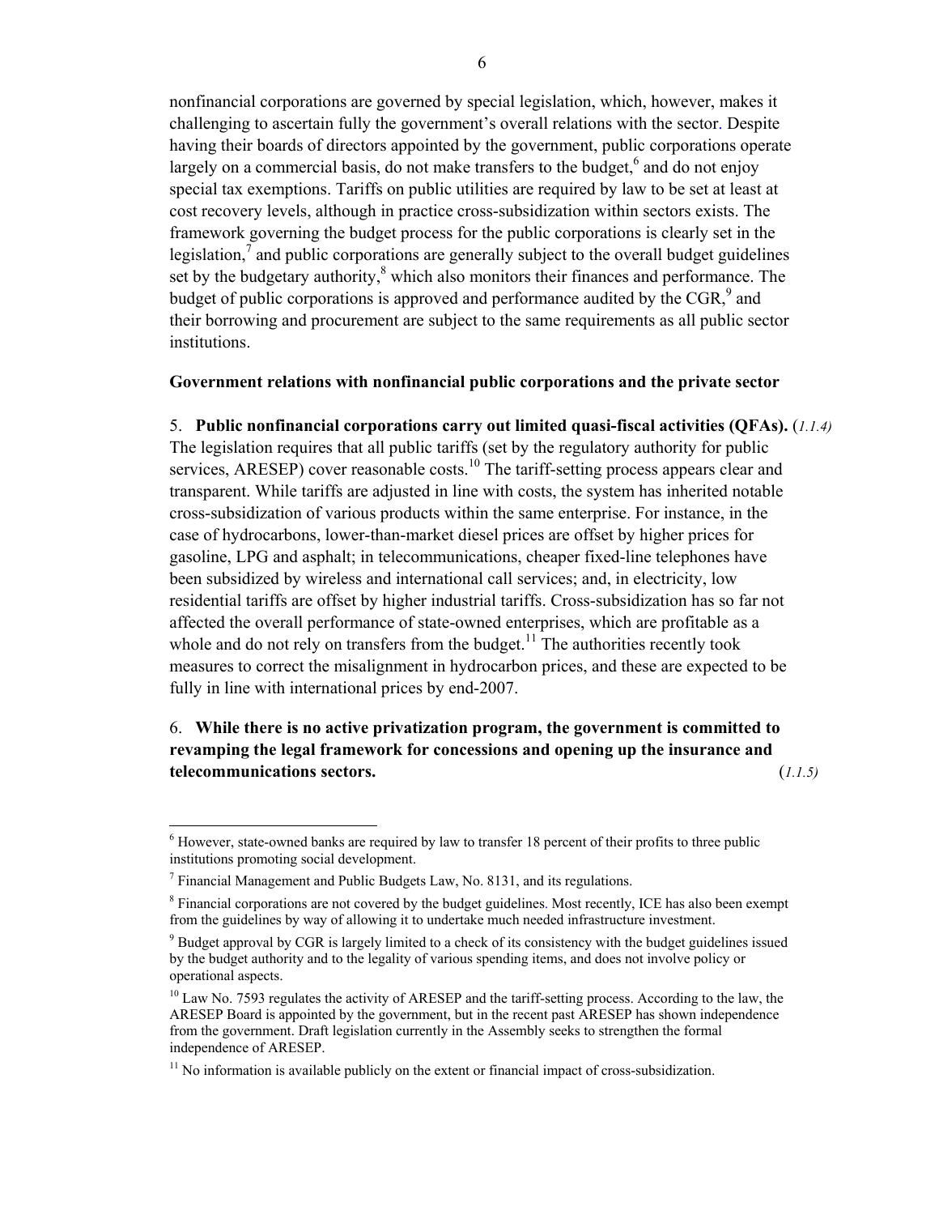nonfinancial corporations are governed by special legislation, which, however, makes it challenging to ascertain fully the government's overall relations with the sector. Despite having their boards of directors appointed by the government, public corporations operate largely on a commercial basis, do not make transfers to the budget,[6] and do not enjoy special tax exemptions. Tariffs on public utilities are required by law to be set at least at cost recovery levels, although in practice cross-subsidization within sectors exists. The framework governing the budget process for the public corporations is clearly set in the legislation,[7] and public corporations are generally subject to the overall budget guidelines set by the budgetary authority,[8] which also monitors their finances and performance. The budget of public corporations is approved and performance audited by the CGR,[9] and their borrowing and procurement are subject to the same requirements as all public sector institutions.

**Government relations with nonfinancial public corporations and the private sector**

5. **Public nonfinancial corporations carry out limited quasi-fiscal activities (QFAs).** (*1.1.4*) The legislation requires that all public tariffs (set by the regulatory authority for public services, ARESEP) cover reasonable costs.[10] The tariff-setting process appears clear and transparent. While tariffs are adjusted in line with costs, the system has inherited notable cross-subsidization of various products within the same enterprise. For instance, in the case of hydrocarbons, lower-than-market diesel prices are offset by higher prices for gasoline, LPG and asphalt; in telecommunications, cheaper fixed-line telephones have been subsidized by wireless and international call services; and, in electricity, low residential tariffs are offset by higher industrial tariffs. Cross-subsidization has so far not affected the overall performance of state-owned enterprises, which are profitable as a whole and do not rely on transfers from the budget.[11] The authorities recently took measures to correct the misalignment in hydrocarbon prices, and these are expected to be fully in line with international prices by end-2007.

6. **While there is no active privatization program, the government is committed to revamping the legal framework for concessions and opening up the insurance and telecommunications sectors.** (*1.1.5)*

[6] However, state-owned banks are required by law to transfer 18 percent of their profits to three public institutions promoting social development.

[7] Financial Management and Public Budgets Law, No. 8131, and its regulations.

[8] Financial corporations are not covered by the budget guidelines. Most recently, ICE has also been exempt from the guidelines by way of allowing it to undertake much needed infrastructure investment.

[9] Budget approval by CGR is largely limited to a check of its consistency with the budget guidelines issued by the budget authority and to the legality of various spending items, and does not involve policy or operational aspects.

[10] Law No. 7593 regulates the activity of ARESEP and the tariff-setting process. According to the law, the ARESEP Board is appointed by the government, but in the recent past ARESEP has shown independence from the government. Draft legislation currently in the Assembly seeks to strengthen the formal independence of ARESEP.

[11] No information is available publicly on the extent or financial impact of cross-subsidization.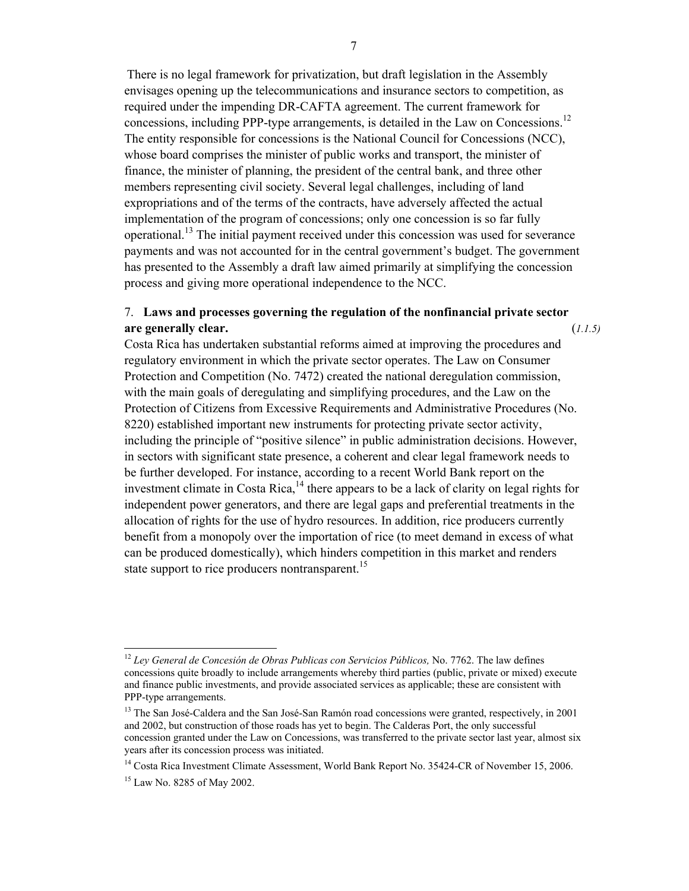There is no legal framework for privatization, but draft legislation in the Assembly envisages opening up the telecommunications and insurance sectors to competition, as required under the impending DR-CAFTA agreement. The current framework for concessions, including PPP-type arrangements, is detailed in the Law on Concessions.[12] The entity responsible for concessions is the National Council for Concessions (NCC), whose board comprises the minister of public works and transport, the minister of finance, the minister of planning, the president of the central bank, and three other members representing civil society. Several legal challenges, including of land expropriations and of the terms of the contracts, have adversely affected the actual implementation of the program of concessions; only one concession is so far fully operational.[13] The initial payment received under this concession was used for severance payments and was not accounted for in the central government's budget. The government has presented to the Assembly a draft law aimed primarily at simplifying the concession process and giving more operational independence to the NCC.

7. **Laws and processes governing the regulation of the nonfinancial private sector are generally clear.** (*1.1.5)*

Costa Rica has undertaken substantial reforms aimed at improving the procedures and regulatory environment in which the private sector operates. The Law on Consumer Protection and Competition (No. 7472) created the national deregulation commission, with the main goals of deregulating and simplifying procedures, and the Law on the Protection of Citizens from Excessive Requirements and Administrative Procedures (No. 8220) established important new instruments for protecting private sector activity, including the principle of "positive silence" in public administration decisions. However, in sectors with significant state presence, a coherent and clear legal framework needs to be further developed. For instance, according to a recent World Bank report on the investment climate in Costa Rica,[14] there appears to be a lack of clarity on legal rights for independent power generators, and there are legal gaps and preferential treatments in the allocation of rights for the use of hydro resources. In addition, rice producers currently benefit from a monopoly over the importation of rice (to meet demand in excess of what can be produced domestically), which hinders competition in this market and renders state support to rice producers nontransparent.[15]

---

[12] *Ley General de Concesión de Obras Publicas con Servicios Públicos,* No. 7762. The law defines concessions quite broadly to include arrangements whereby third parties (public, private or mixed) execute and finance public investments, and provide associated services as applicable; these are consistent with PPP-type arrangements.

[13] The San José-Caldera and the San José-San Ramón road concessions were granted, respectively, in 2001 and 2002, but construction of those roads has yet to begin. The Calderas Port, the only successful concession granted under the Law on Concessions, was transferred to the private sector last year, almost six years after its concession process was initiated.

[14] Costa Rica Investment Climate Assessment, World Bank Report No. 35424-CR of November 15, 2006.

[15] Law No. 8285 of May 2002.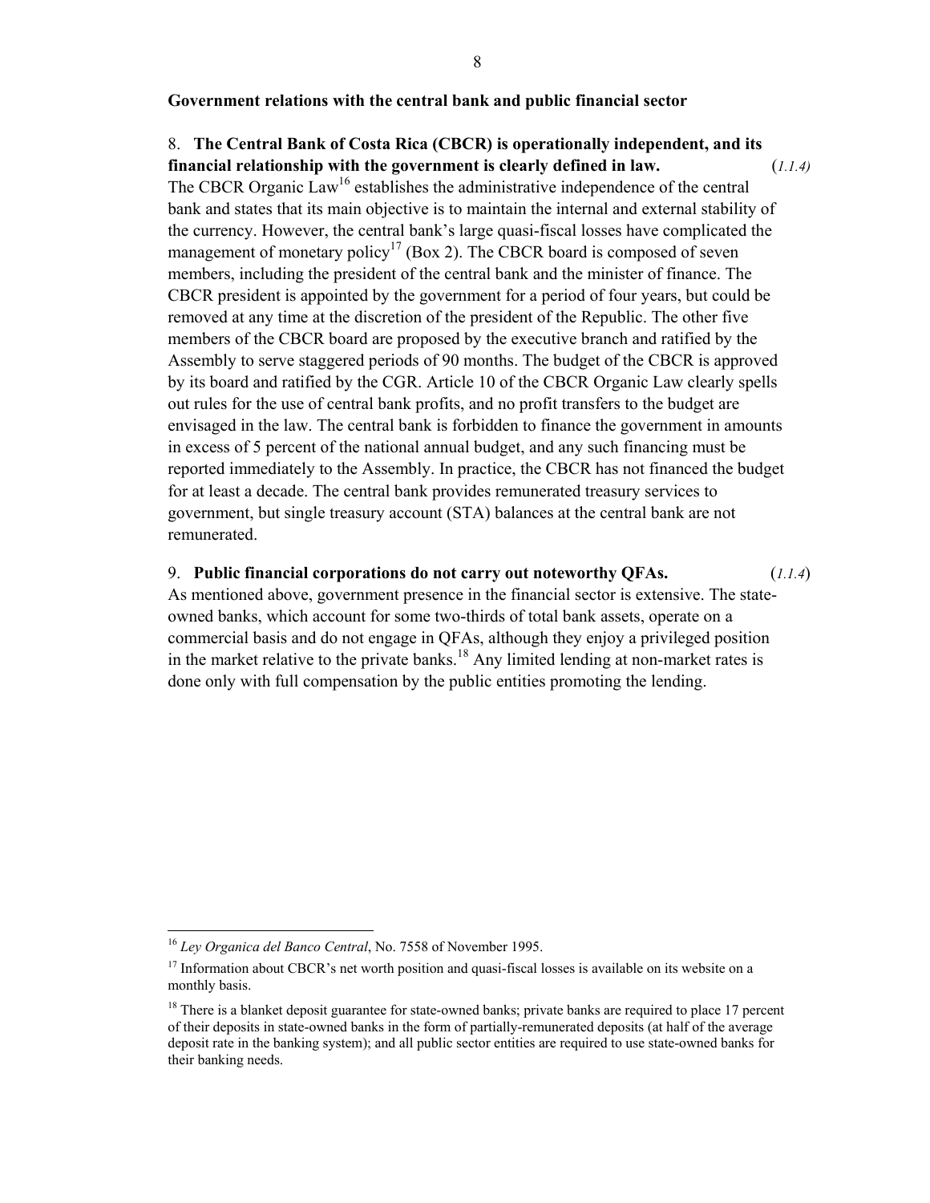**Government relations with the central bank and public financial sector**

8. **The Central Bank of Costa Rica (CBCR) is operationally independent, and its financial relationship with the government is clearly defined in law.** (*1.1.4)* The CBCR Organic Law[16] establishes the administrative independence of the central bank and states that its main objective is to maintain the internal and external stability of the currency. However, the central bank's large quasi-fiscal losses have complicated the management of monetary policy[17] (Box 2). The CBCR board is composed of seven members, including the president of the central bank and the minister of finance. The CBCR president is appointed by the government for a period of four years, but could be removed at any time at the discretion of the president of the Republic. The other five members of the CBCR board are proposed by the executive branch and ratified by the Assembly to serve staggered periods of 90 months. The budget of the CBCR is approved by its board and ratified by the CGR. Article 10 of the CBCR Organic Law clearly spells out rules for the use of central bank profits, and no profit transfers to the budget are envisaged in the law. The central bank is forbidden to finance the government in amounts in excess of 5 percent of the national annual budget, and any such financing must be reported immediately to the Assembly. In practice, the CBCR has not financed the budget for at least a decade. The central bank provides remunerated treasury services to government, but single treasury account (STA) balances at the central bank are not remunerated.

9. **Public financial corporations do not carry out noteworthy QFAs.** (*1.1.4*) As mentioned above, government presence in the financial sector is extensive. The state-owned banks, which account for some two-thirds of total bank assets, operate on a commercial basis and do not engage in QFAs, although they enjoy a privileged position in the market relative to the private banks.[18] Any limited lending at non-market rates is done only with full compensation by the public entities promoting the lending.

---

[16] *Ley Organica del Banco Central*, No. 7558 of November 1995.

[17] Information about CBCR's net worth position and quasi-fiscal losses is available on its website on a monthly basis.

[18] There is a blanket deposit guarantee for state-owned banks; private banks are required to place 17 percent of their deposits in state-owned banks in the form of partially-remunerated deposits (at half of the average deposit rate in the banking system); and all public sector entities are required to use state-owned banks for their banking needs.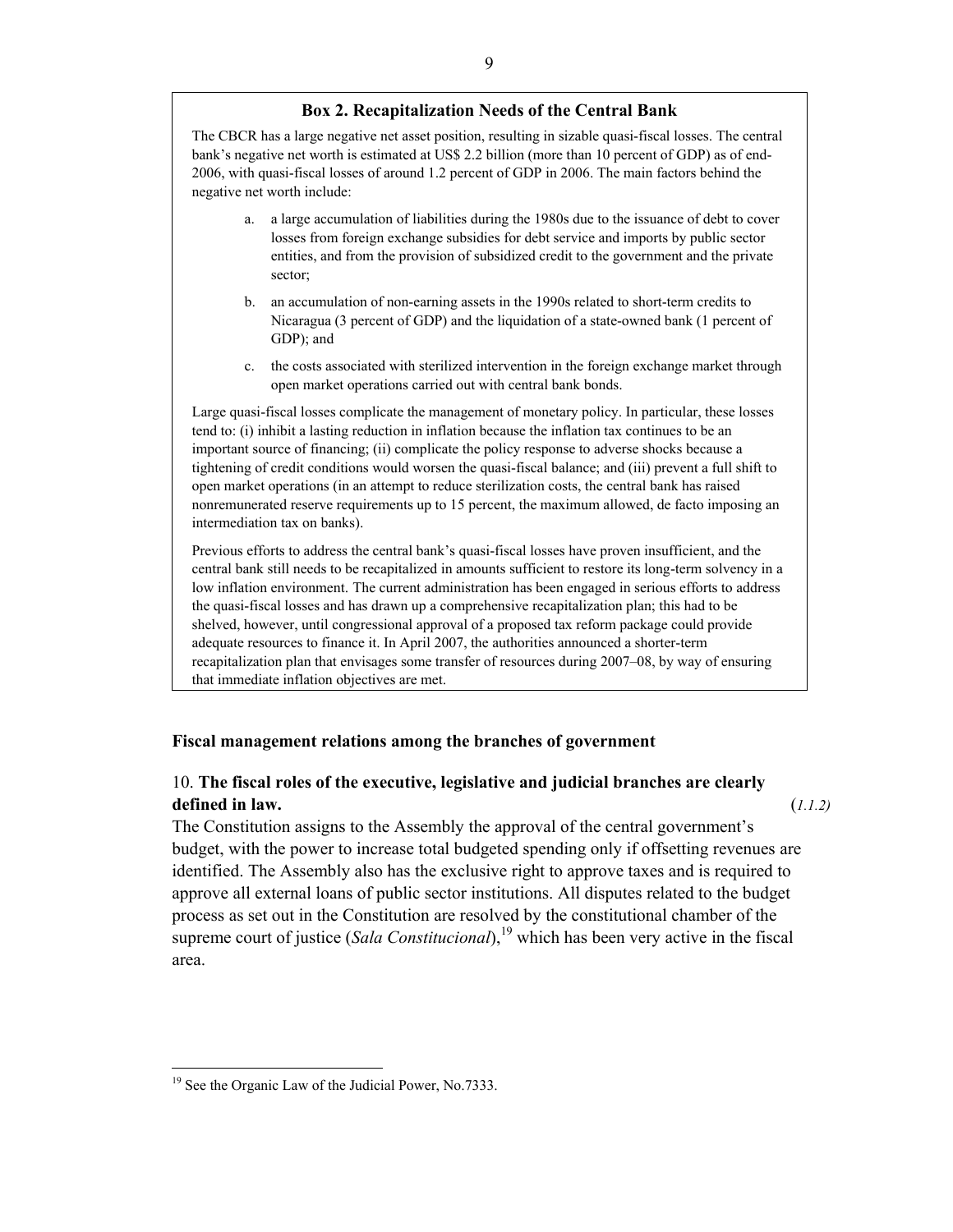**Box 2. Recapitalization Needs of the Central Bank**

The CBCR has a large negative net asset position, resulting in sizable quasi-fiscal losses. The central bank's negative net worth is estimated at US$ 2.2 billion (more than 10 percent of GDP) as of end-2006, with quasi-fiscal losses of around 1.2 percent of GDP in 2006. The main factors behind the negative net worth include:

a. a large accumulation of liabilities during the 1980s due to the issuance of debt to cover losses from foreign exchange subsidies for debt service and imports by public sector entities, and from the provision of subsidized credit to the government and the private sector;

b. an accumulation of non-earning assets in the 1990s related to short-term credits to Nicaragua (3 percent of GDP) and the liquidation of a state-owned bank (1 percent of GDP); and

c. the costs associated with sterilized intervention in the foreign exchange market through open market operations carried out with central bank bonds.

Large quasi-fiscal losses complicate the management of monetary policy. In particular, these losses tend to: (i) inhibit a lasting reduction in inflation because the inflation tax continues to be an important source of financing; (ii) complicate the policy response to adverse shocks because a tightening of credit conditions would worsen the quasi-fiscal balance; and (iii) prevent a full shift to open market operations (in an attempt to reduce sterilization costs, the central bank has raised nonremunerated reserve requirements up to 15 percent, the maximum allowed, de facto imposing an intermediation tax on banks).

Previous efforts to address the central bank's quasi-fiscal losses have proven insufficient, and the central bank still needs to be recapitalized in amounts sufficient to restore its long-term solvency in a low inflation environment. The current administration has been engaged in serious efforts to address the quasi-fiscal losses and has drawn up a comprehensive recapitalization plan; this had to be shelved, however, until congressional approval of a proposed tax reform package could provide adequate resources to finance it. In April 2007, the authorities announced a shorter-term recapitalization plan that envisages some transfer of resources during 2007–08, by way of ensuring that immediate inflation objectives are met.

**Fiscal management relations among the branches of government**

10. **The fiscal roles of the executive, legislative and judicial branches are clearly defined in law.** (*1.1.2)*

The Constitution assigns to the Assembly the approval of the central government's budget, with the power to increase total budgeted spending only if offsetting revenues are identified. The Assembly also has the exclusive right to approve taxes and is required to approve all external loans of public sector institutions. All disputes related to the budget process as set out in the Constitution are resolved by the constitutional chamber of the supreme court of justice (*Sala Constitucional*),[19] which has been very active in the fiscal area.

[19] See the Organic Law of the Judicial Power, No.7333.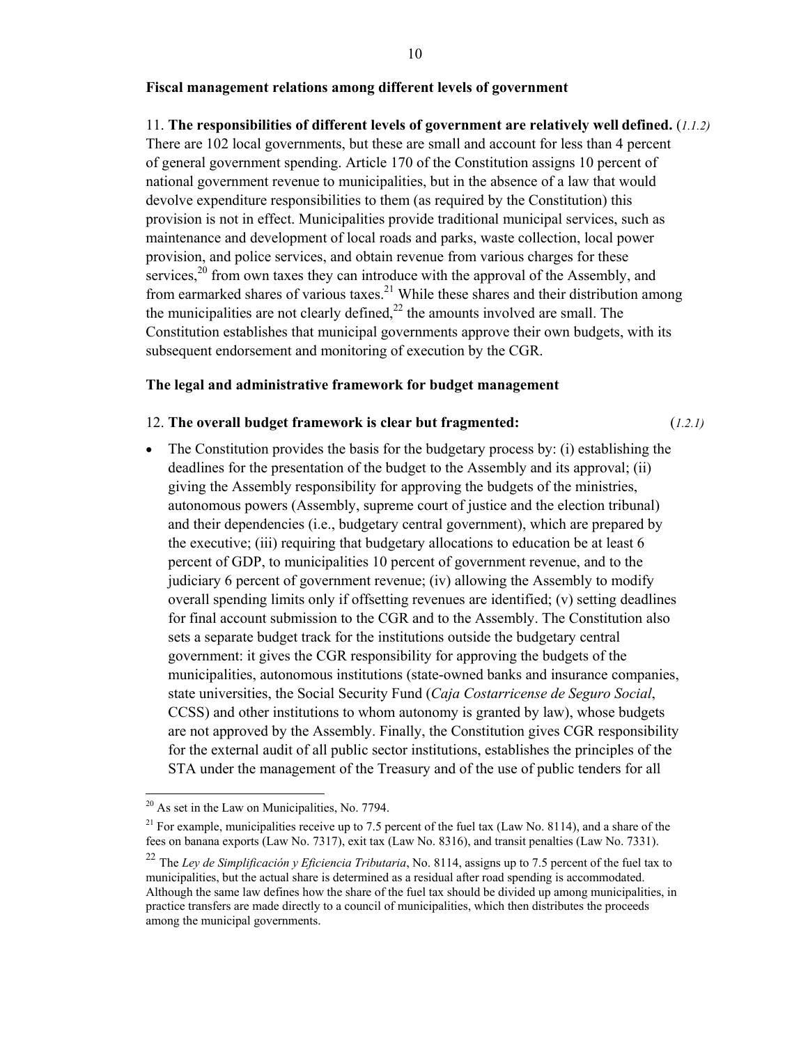**Fiscal management relations among different levels of government**

11. **The responsibilities of different levels of government are relatively well defined.** (*1.1.2)* There are 102 local governments, but these are small and account for less than 4 percent of general government spending. Article 170 of the Constitution assigns 10 percent of national government revenue to municipalities, but in the absence of a law that would devolve expenditure responsibilities to them (as required by the Constitution) this provision is not in effect. Municipalities provide traditional municipal services, such as maintenance and development of local roads and parks, waste collection, local power provision, and police services, and obtain revenue from various charges for these services,[20] from own taxes they can introduce with the approval of the Assembly, and from earmarked shares of various taxes.[21] While these shares and their distribution among the municipalities are not clearly defined,[22] the amounts involved are small. The Constitution establishes that municipal governments approve their own budgets, with its subsequent endorsement and monitoring of execution by the CGR.

**The legal and administrative framework for budget management**

12. **The overall budget framework is clear but fragmented:** (*1.2.1*)

- The Constitution provides the basis for the budgetary process by: (i) establishing the deadlines for the presentation of the budget to the Assembly and its approval; (ii) giving the Assembly responsibility for approving the budgets of the ministries, autonomous powers (Assembly, supreme court of justice and the election tribunal) and their dependencies (i.e., budgetary central government), which are prepared by the executive; (iii) requiring that budgetary allocations to education be at least 6 percent of GDP, to municipalities 10 percent of government revenue, and to the judiciary 6 percent of government revenue; (iv) allowing the Assembly to modify overall spending limits only if offsetting revenues are identified; (v) setting deadlines for final account submission to the CGR and to the Assembly. The Constitution also sets a separate budget track for the institutions outside the budgetary central government: it gives the CGR responsibility for approving the budgets of the municipalities, autonomous institutions (state-owned banks and insurance companies, state universities, the Social Security Fund (*Caja Costarricense de Seguro Social*, CCSS) and other institutions to whom autonomy is granted by law), whose budgets are not approved by the Assembly. Finally, the Constitution gives CGR responsibility for the external audit of all public sector institutions, establishes the principles of the STA under the management of the Treasury and of the use of public tenders for all

---

[20] As set in the Law on Municipalities, No. 7794.

[21] For example, municipalities receive up to 7.5 percent of the fuel tax (Law No. 8114), and a share of the fees on banana exports (Law No. 7317), exit tax (Law No. 8316), and transit penalties (Law No. 7331).

[22] The *Ley de Simplificación y Eficiencia Tributaria*, No. 8114, assigns up to 7.5 percent of the fuel tax to municipalities, but the actual share is determined as a residual after road spending is accommodated. Although the same law defines how the share of the fuel tax should be divided up among municipalities, in practice transfers are made directly to a council of municipalities, which then distributes the proceeds among the municipal governments.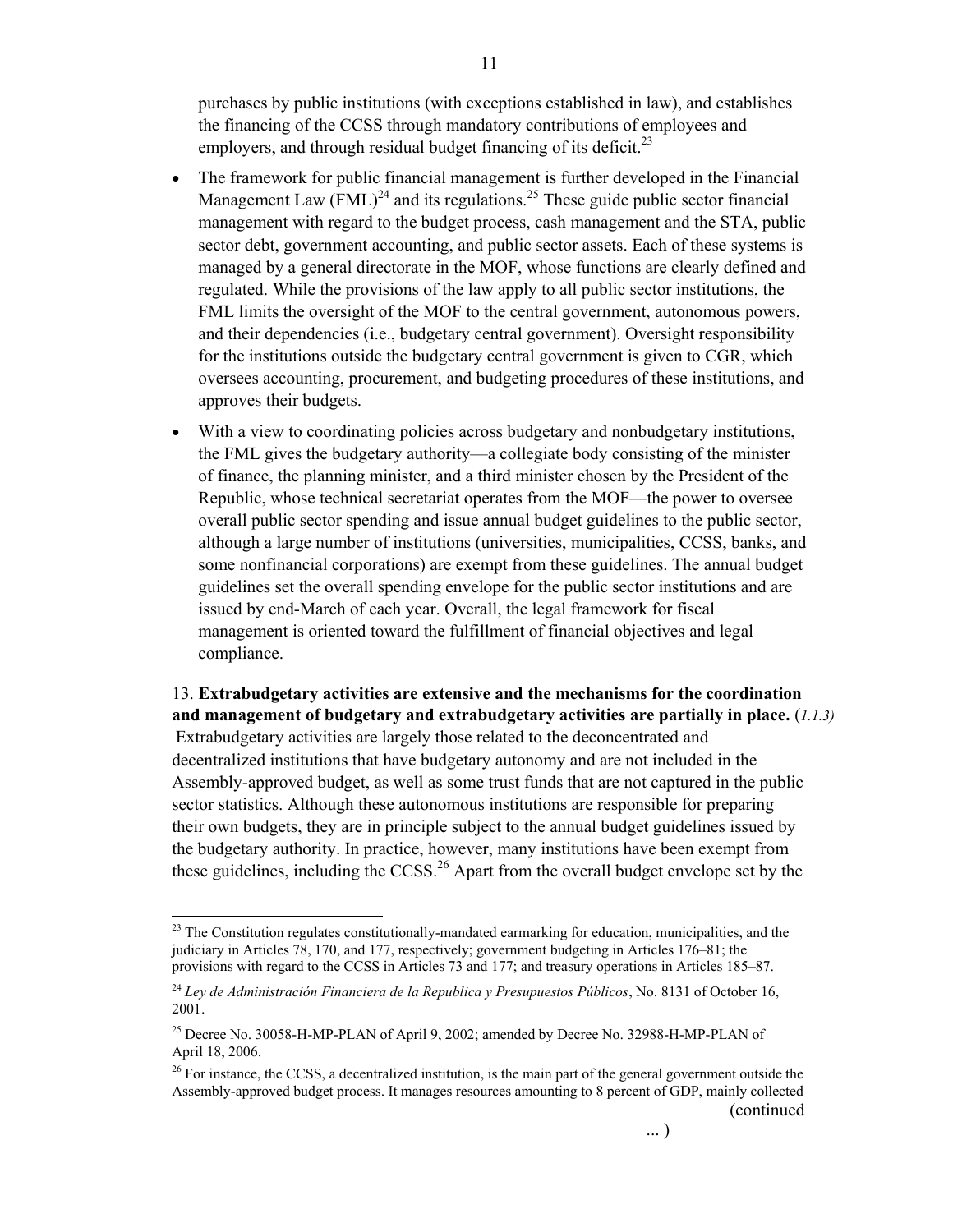purchases by public institutions (with exceptions established in law), and establishes the financing of the CCSS through mandatory contributions of employees and employers, and through residual budget financing of its deficit.[23]

- The framework for public financial management is further developed in the Financial Management Law (FML)[24] and its regulations.[25] These guide public sector financial management with regard to the budget process, cash management and the STA, public sector debt, government accounting, and public sector assets. Each of these systems is managed by a general directorate in the MOF, whose functions are clearly defined and regulated. While the provisions of the law apply to all public sector institutions, the FML limits the oversight of the MOF to the central government, autonomous powers, and their dependencies (i.e., budgetary central government). Oversight responsibility for the institutions outside the budgetary central government is given to CGR, which oversees accounting, procurement, and budgeting procedures of these institutions, and approves their budgets.

- With a view to coordinating policies across budgetary and nonbudgetary institutions, the FML gives the budgetary authority—a collegiate body consisting of the minister of finance, the planning minister, and a third minister chosen by the President of the Republic, whose technical secretariat operates from the MOF—the power to oversee overall public sector spending and issue annual budget guidelines to the public sector, although a large number of institutions (universities, municipalities, CCSS, banks, and some nonfinancial corporations) are exempt from these guidelines. The annual budget guidelines set the overall spending envelope for the public sector institutions and are issued by end-March of each year. Overall, the legal framework for fiscal management is oriented toward the fulfillment of financial objectives and legal compliance.

13. **Extrabudgetary activities are extensive and the mechanisms for the coordination and management of budgetary and extrabudgetary activities are partially in place.** (*1.1.3)* Extrabudgetary activities are largely those related to the deconcentrated and decentralized institutions that have budgetary autonomy and are not included in the Assembly-approved budget, as well as some trust funds that are not captured in the public sector statistics. Although these autonomous institutions are responsible for preparing their own budgets, they are in principle subject to the annual budget guidelines issued by the budgetary authority. In practice, however, many institutions have been exempt from these guidelines, including the CCSS.[26] Apart from the overall budget envelope set by the

---

[23] The Constitution regulates constitutionally-mandated earmarking for education, municipalities, and the judiciary in Articles 78, 170, and 177, respectively; government budgeting in Articles 176–81; the provisions with regard to the CCSS in Articles 73 and 177; and treasury operations in Articles 185–87.

[24] *Ley de Administración Financiera de la Republica y Presupuestos Públicos*, No. 8131 of October 16, 2001.

[25] Decree No. 30058-H-MP-PLAN of April 9, 2002; amended by Decree No. 32988-H-MP-PLAN of April 18, 2006.

[26] For instance, the CCSS, a decentralized institution, is the main part of the general government outside the Assembly-approved budget process. It manages resources amounting to 8 percent of GDP, mainly collected

(continued ... )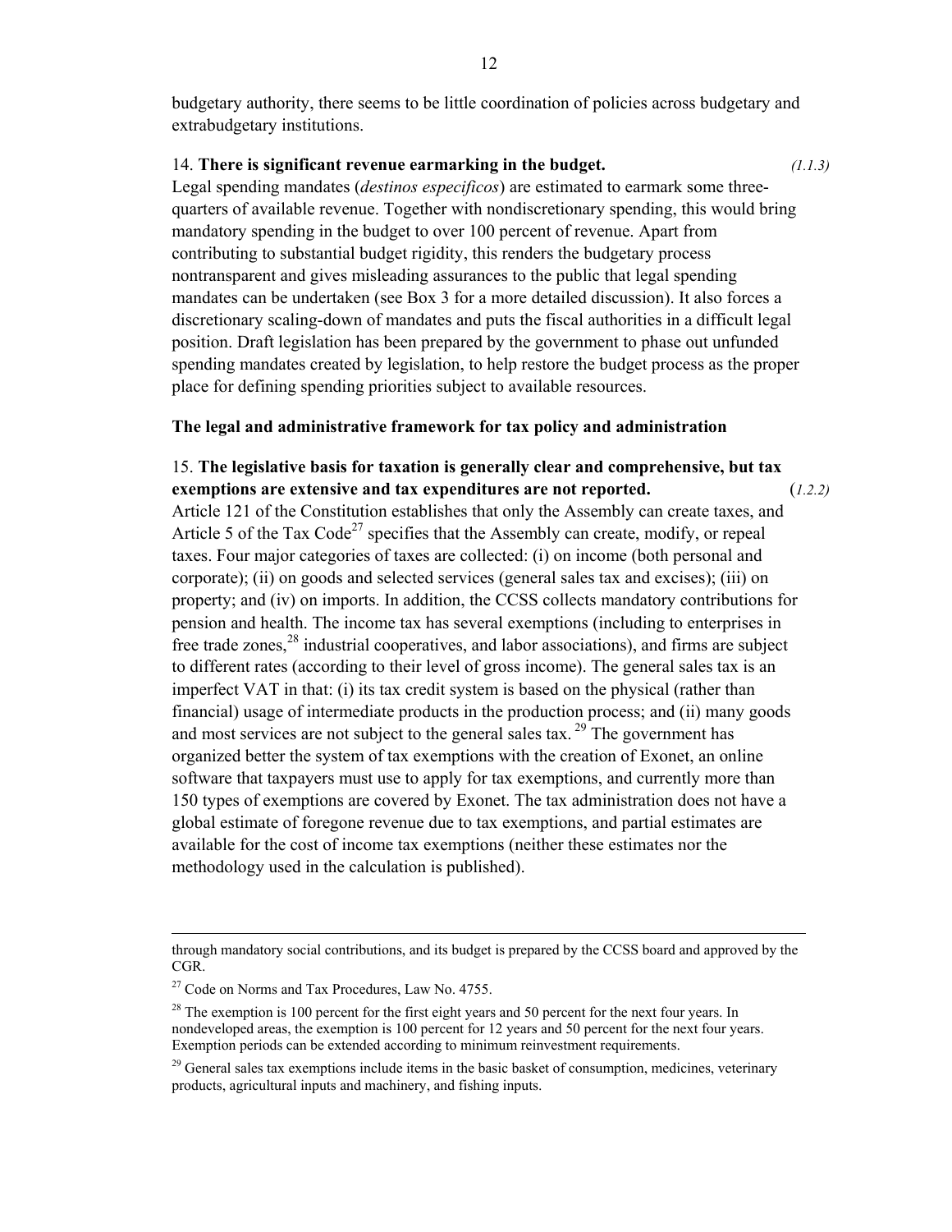budgetary authority, there seems to be little coordination of policies across budgetary and extrabudgetary institutions.

14. **There is significant revenue earmarking in the budget.** *(1.1.3)*
Legal spending mandates (*destinos especificos*) are estimated to earmark some three-quarters of available revenue. Together with nondiscretionary spending, this would bring mandatory spending in the budget to over 100 percent of revenue. Apart from contributing to substantial budget rigidity, this renders the budgetary process nontransparent and gives misleading assurances to the public that legal spending mandates can be undertaken (see Box 3 for a more detailed discussion). It also forces a discretionary scaling-down of mandates and puts the fiscal authorities in a difficult legal position. Draft legislation has been prepared by the government to phase out unfunded spending mandates created by legislation, to help restore the budget process as the proper place for defining spending priorities subject to available resources.

**The legal and administrative framework for tax policy and administration**

15. **The legislative basis for taxation is generally clear and comprehensive, but tax exemptions are extensive and tax expenditures are not reported.** (*1.2.2)*
Article 121 of the Constitution establishes that only the Assembly can create taxes, and Article 5 of the Tax Code[27] specifies that the Assembly can create, modify, or repeal taxes. Four major categories of taxes are collected: (i) on income (both personal and corporate); (ii) on goods and selected services (general sales tax and excises); (iii) on property; and (iv) on imports. In addition, the CCSS collects mandatory contributions for pension and health. The income tax has several exemptions (including to enterprises in free trade zones,[28] industrial cooperatives, and labor associations), and firms are subject to different rates (according to their level of gross income). The general sales tax is an imperfect VAT in that: (i) its tax credit system is based on the physical (rather than financial) usage of intermediate products in the production process; and (ii) many goods and most services are not subject to the general sales tax.[29] The government has organized better the system of tax exemptions with the creation of Exonet, an online software that taxpayers must use to apply for tax exemptions, and currently more than 150 types of exemptions are covered by Exonet. The tax administration does not have a global estimate of foregone revenue due to tax exemptions, and partial estimates are available for the cost of income tax exemptions (neither these estimates nor the methodology used in the calculation is published).

---

through mandatory social contributions, and its budget is prepared by the CCSS board and approved by the CGR.

[27] Code on Norms and Tax Procedures, Law No. 4755.

[28] The exemption is 100 percent for the first eight years and 50 percent for the next four years. In nondeveloped areas, the exemption is 100 percent for 12 years and 50 percent for the next four years. Exemption periods can be extended according to minimum reinvestment requirements.

[29] General sales tax exemptions include items in the basic basket of consumption, medicines, veterinary products, agricultural inputs and machinery, and fishing inputs.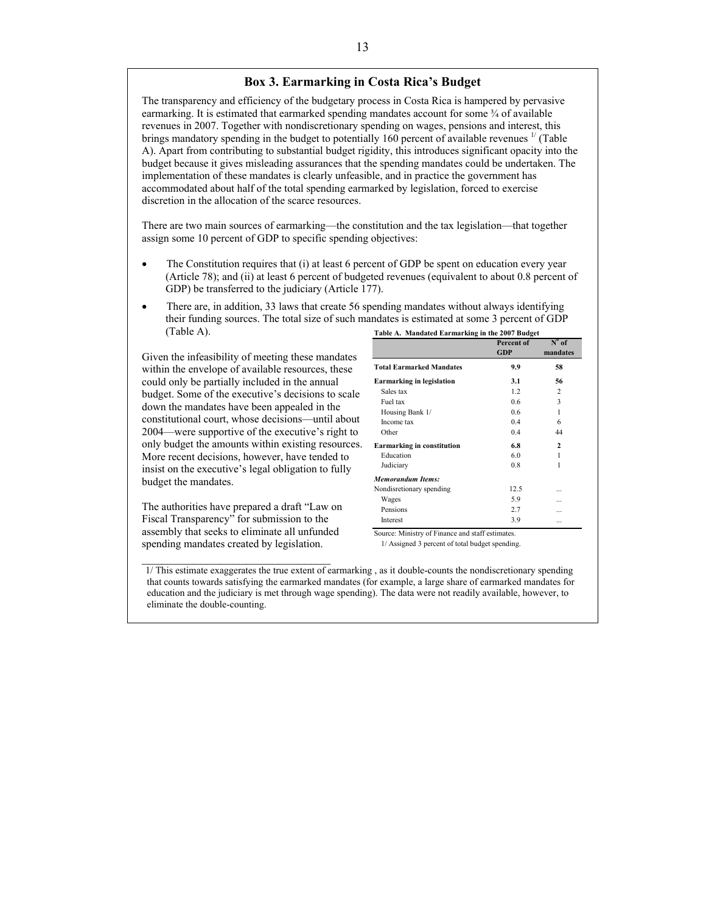## Box 3. Earmarking in Costa Rica's Budget

The transparency and efficiency of the budgetary process in Costa Rica is hampered by pervasive earmarking. It is estimated that earmarked spending mandates account for some ¾ of available revenues in 2007. Together with nondiscretionary spending on wages, pensions and interest, this brings mandatory spending in the budget to potentially 160 percent of available revenues [1/] (Table A). Apart from contributing to substantial budget rigidity, this introduces significant opacity into the budget because it gives misleading assurances that the spending mandates could be undertaken. The implementation of these mandates is clearly unfeasible, and in practice the government has accommodated about half of the total spending earmarked by legislation, forced to exercise discretion in the allocation of the scarce resources.

There are two main sources of earmarking—the constitution and the tax legislation—that together assign some 10 percent of GDP to specific spending objectives:

- The Constitution requires that (i) at least 6 percent of GDP be spent on education every year (Article 78); and (ii) at least 6 percent of budgeted revenues (equivalent to about 0.8 percent of GDP) be transferred to the judiciary (Article 177).
- There are, in addition, 33 laws that create 56 spending mandates without always identifying their funding sources. The total size of such mandates is estimated at some 3 percent of GDP (Table A).

Given the infeasibility of meeting these mandates within the envelope of available resources, these could only be partially included in the annual budget. Some of the executive's decisions to scale down the mandates have been appealed in the constitutional court, whose decisions—until about 2004—were supportive of the executive's right to only budget the amounts within existing resources. More recent decisions, however, have tended to insist on the executive's legal obligation to fully budget the mandates.

The authorities have prepared a draft "Law on Fiscal Transparency" for submission to the assembly that seeks to eliminate all unfunded spending mandates created by legislation.

**Table A. Mandated Earmarking in the 2007 Budget**

| | Percent of GDP | N° of mandates |
|---|---|---|
| **Total Earmarked Mandates** | **9.9** | **58** |
| **Earmarking in legislation** | **3.1** | **56** |
| Sales tax | 1.2 | 2 |
| Fuel tax | 0.6 | 3 |
| Housing Bank 1/ | 0.6 | 1 |
| Income tax | 0.4 | 6 |
| Other | 0.4 | 44 |
| **Earmarking in constitution** | **6.8** | **2** |
| Education | 6.0 | 1 |
| Judiciary | 0.8 | 1 |
| ***Memorandum Items:*** | | |
| Nondisretionary spending | 12.5 | ... |
| Wages | 5.9 | ... |
| Pensions | 2.7 | ... |
| Interest | 3.9 | ... |

Source: Ministry of Finance and staff estimates.

1/ Assigned 3 percent of total budget spending.

---

1/ This estimate exaggerates the true extent of earmarking , as it double-counts the nondiscretionary spending that counts towards satisfying the earmarked mandates (for example, a large share of earmarked mandates for education and the judiciary is met through wage spending). The data were not readily available, however, to eliminate the double-counting.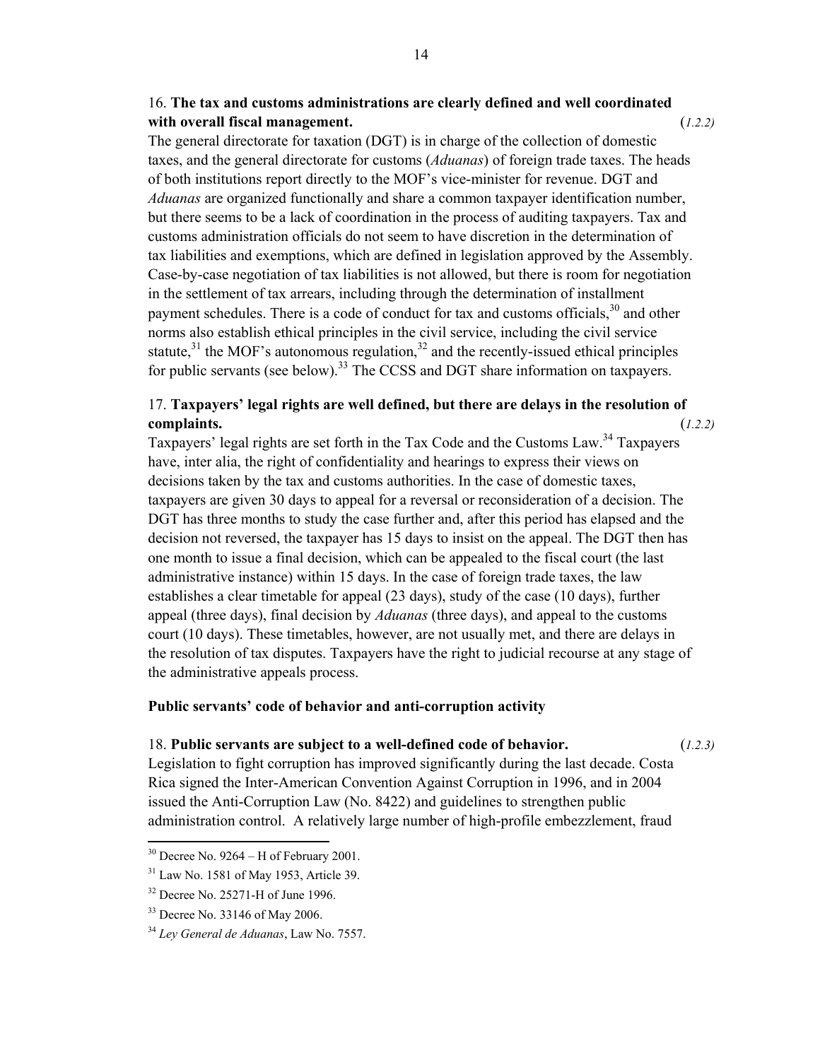16. **The tax and customs administrations are clearly defined and well coordinated with overall fiscal management.** (*1.2.2)*

The general directorate for taxation (DGT) is in charge of the collection of domestic taxes, and the general directorate for customs (*Aduanas*) of foreign trade taxes. The heads of both institutions report directly to the MOF's vice-minister for revenue. DGT and *Aduanas* are organized functionally and share a common taxpayer identification number, but there seems to be a lack of coordination in the process of auditing taxpayers. Tax and customs administration officials do not seem to have discretion in the determination of tax liabilities and exemptions, which are defined in legislation approved by the Assembly. Case-by-case negotiation of tax liabilities is not allowed, but there is room for negotiation in the settlement of tax arrears, including through the determination of installment payment schedules. There is a code of conduct for tax and customs officials,[30] and other norms also establish ethical principles in the civil service, including the civil service statute,[31] the MOF's autonomous regulation,[32] and the recently-issued ethical principles for public servants (see below).[33] The CCSS and DGT share information on taxpayers.

17. **Taxpayers' legal rights are well defined, but there are delays in the resolution of complaints.** (*1.2.2)*

Taxpayers' legal rights are set forth in the Tax Code and the Customs Law.[34] Taxpayers have, inter alia, the right of confidentiality and hearings to express their views on decisions taken by the tax and customs authorities. In the case of domestic taxes, taxpayers are given 30 days to appeal for a reversal or reconsideration of a decision. The DGT has three months to study the case further and, after this period has elapsed and the decision not reversed, the taxpayer has 15 days to insist on the appeal. The DGT then has one month to issue a final decision, which can be appealed to the fiscal court (the last administrative instance) within 15 days. In the case of foreign trade taxes, the law establishes a clear timetable for appeal (23 days), study of the case (10 days), further appeal (three days), final decision by *Aduanas* (three days), and appeal to the customs court (10 days). These timetables, however, are not usually met, and there are delays in the resolution of tax disputes. Taxpayers have the right to judicial recourse at any stage of the administrative appeals process.

**Public servants' code of behavior and anti-corruption activity**

18. **Public servants are subject to a well-defined code of behavior.** (*1.2.3)*

Legislation to fight corruption has improved significantly during the last decade. Costa Rica signed the Inter-American Convention Against Corruption in 1996, and in 2004 issued the Anti-Corruption Law (No. 8422) and guidelines to strengthen public administration control. A relatively large number of high-profile embezzlement, fraud

---

[30] Decree No. 9264 – H of February 2001.

[31] Law No. 1581 of May 1953, Article 39.

[32] Decree No. 25271-H of June 1996.

[33] Decree No. 33146 of May 2006.

[34] *Ley General de Aduanas*, Law No. 7557.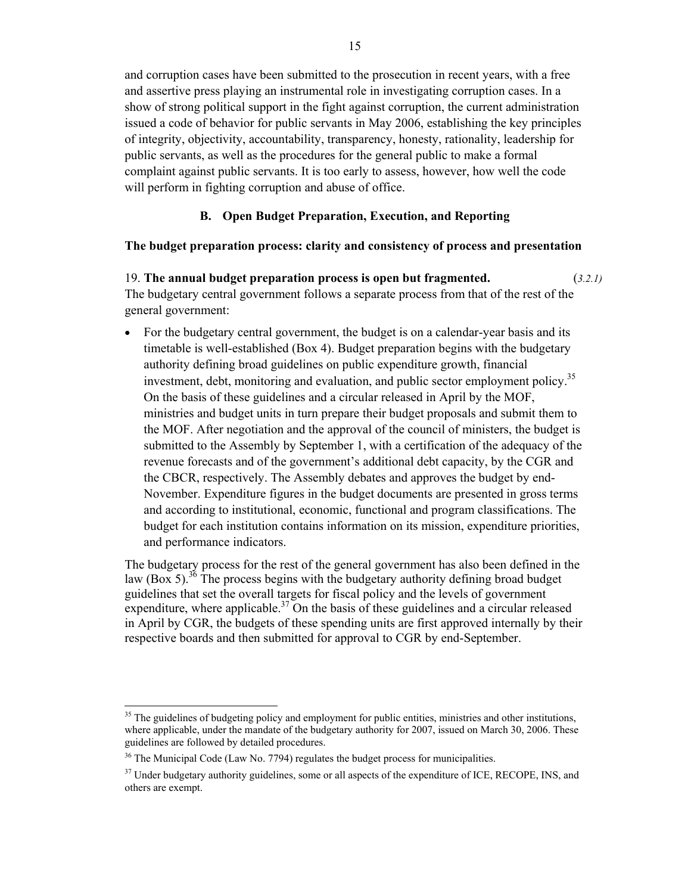and corruption cases have been submitted to the prosecution in recent years, with a free and assertive press playing an instrumental role in investigating corruption cases. In a show of strong political support in the fight against corruption, the current administration issued a code of behavior for public servants in May 2006, establishing the key principles of integrity, objectivity, accountability, transparency, honesty, rationality, leadership for public servants, as well as the procedures for the general public to make a formal complaint against public servants. It is too early to assess, however, how well the code will perform in fighting corruption and abuse of office.

### B. Open Budget Preparation, Execution, and Reporting

**The budget preparation process: clarity and consistency of process and presentation**

19. **The annual budget preparation process is open but fragmented.** (*3.2.1*) The budgetary central government follows a separate process from that of the rest of the general government:

- For the budgetary central government, the budget is on a calendar-year basis and its timetable is well-established (Box 4). Budget preparation begins with the budgetary authority defining broad guidelines on public expenditure growth, financial investment, debt, monitoring and evaluation, and public sector employment policy.[35] On the basis of these guidelines and a circular released in April by the MOF, ministries and budget units in turn prepare their budget proposals and submit them to the MOF. After negotiation and the approval of the council of ministers, the budget is submitted to the Assembly by September 1, with a certification of the adequacy of the revenue forecasts and of the government's additional debt capacity, by the CGR and the CBCR, respectively. The Assembly debates and approves the budget by end-November. Expenditure figures in the budget documents are presented in gross terms and according to institutional, economic, functional and program classifications. The budget for each institution contains information on its mission, expenditure priorities, and performance indicators.

The budgetary process for the rest of the general government has also been defined in the law (Box 5).[36] The process begins with the budgetary authority defining broad budget guidelines that set the overall targets for fiscal policy and the levels of government expenditure, where applicable.[37] On the basis of these guidelines and a circular released in April by CGR, the budgets of these spending units are first approved internally by their respective boards and then submitted for approval to CGR by end-September.

---

[35] The guidelines of budgeting policy and employment for public entities, ministries and other institutions, where applicable, under the mandate of the budgetary authority for 2007, issued on March 30, 2006. These guidelines are followed by detailed procedures.

[36] The Municipal Code (Law No. 7794) regulates the budget process for municipalities.

[37] Under budgetary authority guidelines, some or all aspects of the expenditure of ICE, RECOPE, INS, and others are exempt.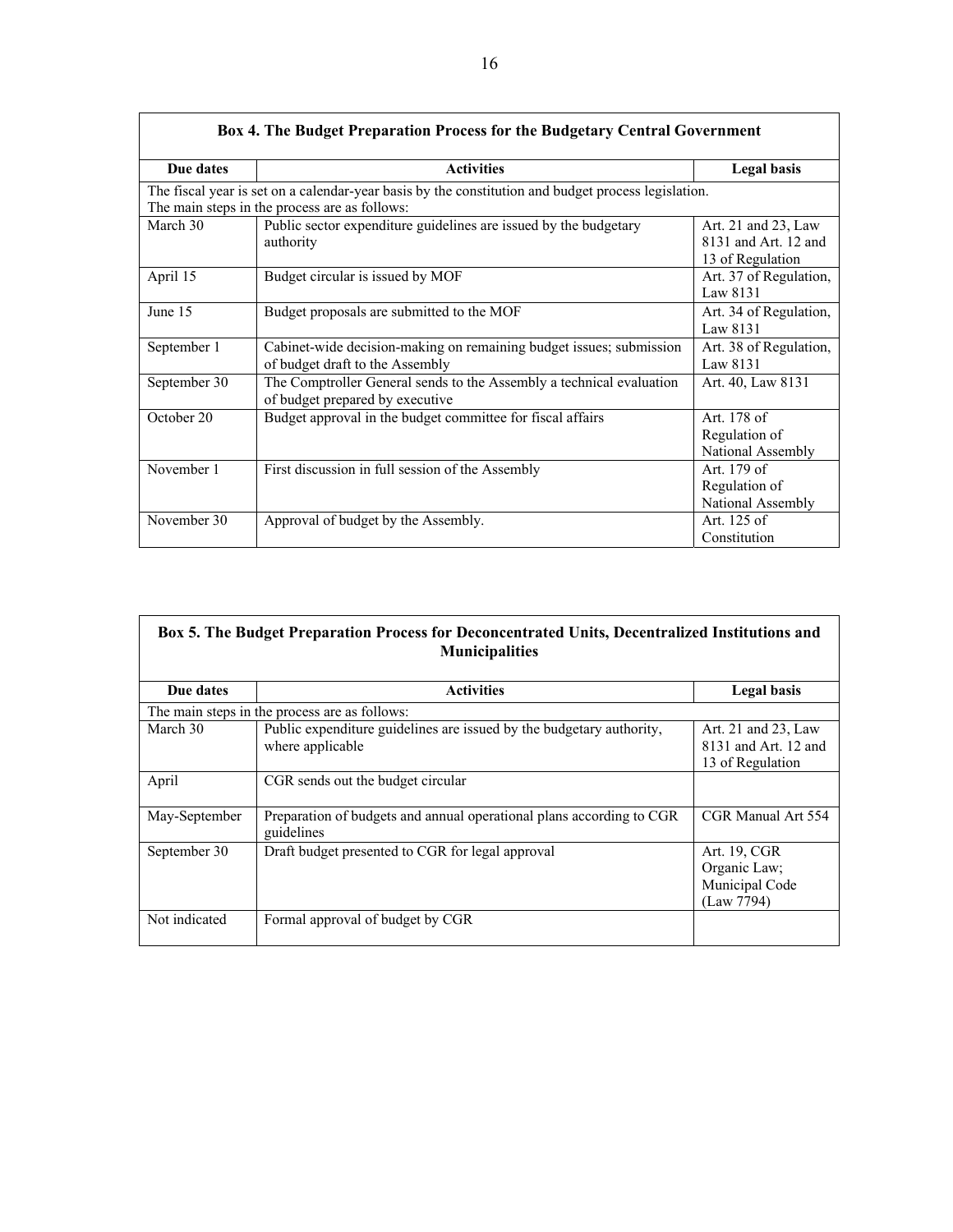**Box 4. The Budget Preparation Process for the Budgetary Central Government**

| Due dates | Activities | Legal basis |
|---|---|---|
| The fiscal year is set on a calendar-year basis by the constitution and budget process legislation. The main steps in the process are as follows: | | |
| March 30 | Public sector expenditure guidelines are issued by the budgetary authority | Art. 21 and 23, Law 8131 and Art. 12 and 13 of Regulation |
| April 15 | Budget circular is issued by MOF | Art. 37 of Regulation, Law 8131 |
| June 15 | Budget proposals are submitted to the MOF | Art. 34 of Regulation, Law 8131 |
| September 1 | Cabinet-wide decision-making on remaining budget issues; submission of budget draft to the Assembly | Art. 38 of Regulation, Law 8131 |
| September 30 | The Comptroller General sends to the Assembly a technical evaluation of budget prepared by executive | Art. 40, Law 8131 |
| October 20 | Budget approval in the budget committee for fiscal affairs | Art. 178 of Regulation of National Assembly |
| November 1 | First discussion in full session of the Assembly | Art. 179 of Regulation of National Assembly |
| November 30 | Approval of budget by the Assembly. | Art. 125 of Constitution |

**Box 5. The Budget Preparation Process for Deconcentrated Units, Decentralized Institutions and Municipalities**

| Due dates | Activities | Legal basis |
|---|---|---|
| The main steps in the process are as follows: | | |
| March 30 | Public expenditure guidelines are issued by the budgetary authority, where applicable | Art. 21 and 23, Law 8131 and Art. 12 and 13 of Regulation |
| April | CGR sends out the budget circular | |
| May-September | Preparation of budgets and annual operational plans according to CGR guidelines | CGR Manual Art 554 |
| September 30 | Draft budget presented to CGR for legal approval | Art. 19, CGR Organic Law; Municipal Code (Law 7794) |
| Not indicated | Formal approval of budget by CGR | |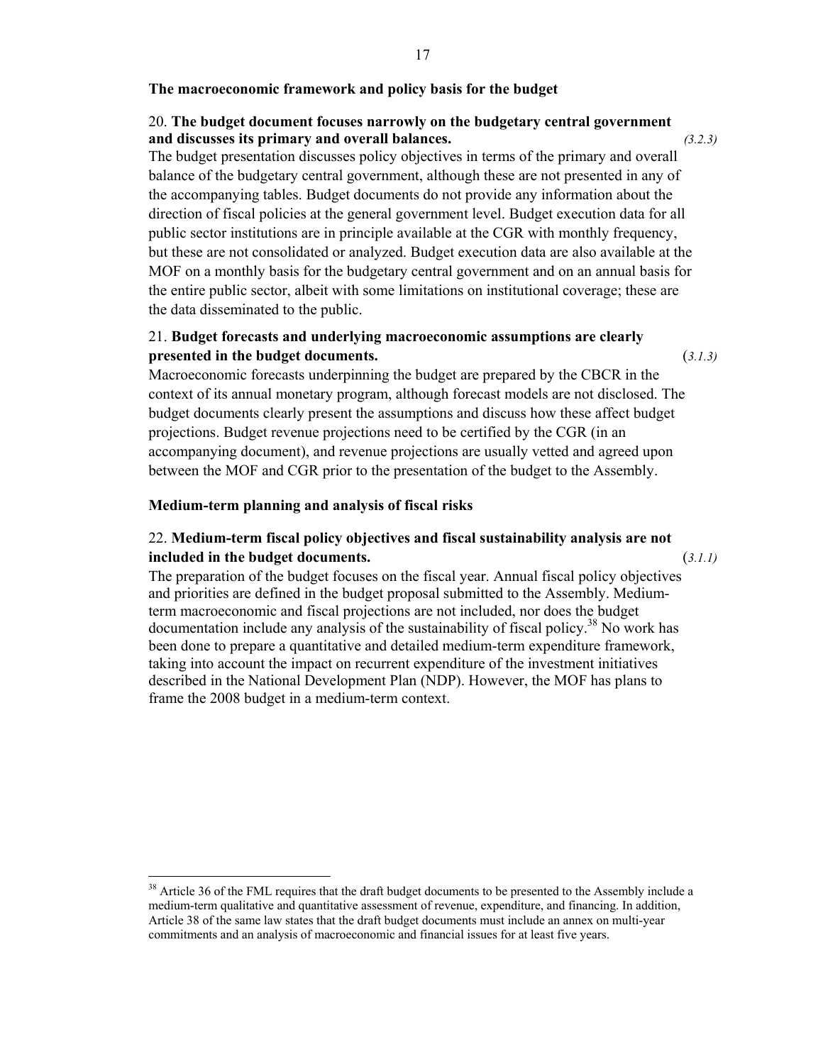### The macroeconomic framework and policy basis for the budget

20. **The budget document focuses narrowly on the budgetary central government and discusses its primary and overall balances.** *(3.2.3)*

The budget presentation discusses policy objectives in terms of the primary and overall balance of the budgetary central government, although these are not presented in any of the accompanying tables. Budget documents do not provide any information about the direction of fiscal policies at the general government level. Budget execution data for all public sector institutions are in principle available at the CGR with monthly frequency, but these are not consolidated or analyzed. Budget execution data are also available at the MOF on a monthly basis for the budgetary central government and on an annual basis for the entire public sector, albeit with some limitations on institutional coverage; these are the data disseminated to the public.

21. **Budget forecasts and underlying macroeconomic assumptions are clearly presented in the budget documents.** (*3.1.3)*

Macroeconomic forecasts underpinning the budget are prepared by the CBCR in the context of its annual monetary program, although forecast models are not disclosed. The budget documents clearly present the assumptions and discuss how these affect budget projections. Budget revenue projections need to be certified by the CGR (in an accompanying document), and revenue projections are usually vetted and agreed upon between the MOF and CGR prior to the presentation of the budget to the Assembly.

### Medium-term planning and analysis of fiscal risks

22. **Medium-term fiscal policy objectives and fiscal sustainability analysis are not included in the budget documents.** (*3.1.1)*

The preparation of the budget focuses on the fiscal year. Annual fiscal policy objectives and priorities are defined in the budget proposal submitted to the Assembly. Medium-term macroeconomic and fiscal projections are not included, nor does the budget documentation include any analysis of the sustainability of fiscal policy.[38] No work has been done to prepare a quantitative and detailed medium-term expenditure framework, taking into account the impact on recurrent expenditure of the investment initiatives described in the National Development Plan (NDP). However, the MOF has plans to frame the 2008 budget in a medium-term context.

[38] Article 36 of the FML requires that the draft budget documents to be presented to the Assembly include a medium-term qualitative and quantitative assessment of revenue, expenditure, and financing. In addition, Article 38 of the same law states that the draft budget documents must include an annex on multi-year commitments and an analysis of macroeconomic and financial issues for at least five years.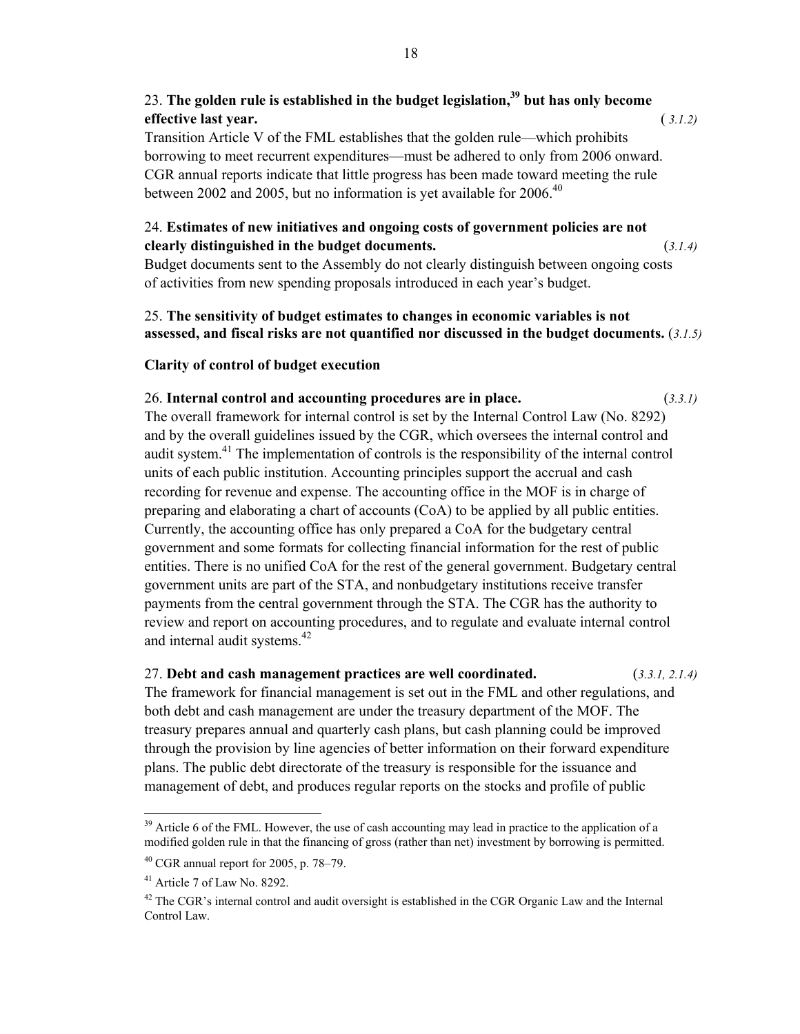23. **The golden rule is established in the budget legislation,[39] but has only become effective last year.** (*3.1.2)*

Transition Article V of the FML establishes that the golden rule—which prohibits borrowing to meet recurrent expenditures—must be adhered to only from 2006 onward. CGR annual reports indicate that little progress has been made toward meeting the rule between 2002 and 2005, but no information is yet available for 2006.[40]

24. **Estimates of new initiatives and ongoing costs of government policies are not clearly distinguished in the budget documents.** (*3.1.4)*

Budget documents sent to the Assembly do not clearly distinguish between ongoing costs of activities from new spending proposals introduced in each year's budget.

25. **The sensitivity of budget estimates to changes in economic variables is not assessed, and fiscal risks are not quantified nor discussed in the budget documents.** (*3.1.5)*

**Clarity of control of budget execution**

26. **Internal control and accounting procedures are in place.** (*3.3.1)*

The overall framework for internal control is set by the Internal Control Law (No. 8292) and by the overall guidelines issued by the CGR, which oversees the internal control and audit system.[41] The implementation of controls is the responsibility of the internal control units of each public institution. Accounting principles support the accrual and cash recording for revenue and expense. The accounting office in the MOF is in charge of preparing and elaborating a chart of accounts (CoA) to be applied by all public entities. Currently, the accounting office has only prepared a CoA for the budgetary central government and some formats for collecting financial information for the rest of public entities. There is no unified CoA for the rest of the general government. Budgetary central government units are part of the STA, and nonbudgetary institutions receive transfer payments from the central government through the STA. The CGR has the authority to review and report on accounting procedures, and to regulate and evaluate internal control and internal audit systems.[42]

27. **Debt and cash management practices are well coordinated.** (*3.3.1, 2.1.4)*

The framework for financial management is set out in the FML and other regulations, and both debt and cash management are under the treasury department of the MOF. The treasury prepares annual and quarterly cash plans, but cash planning could be improved through the provision by line agencies of better information on their forward expenditure plans. The public debt directorate of the treasury is responsible for the issuance and management of debt, and produces regular reports on the stocks and profile of public

---

[39] Article 6 of the FML. However, the use of cash accounting may lead in practice to the application of a modified golden rule in that the financing of gross (rather than net) investment by borrowing is permitted.

[40] CGR annual report for 2005, p. 78–79.

[41] Article 7 of Law No. 8292.

[42] The CGR's internal control and audit oversight is established in the CGR Organic Law and the Internal Control Law.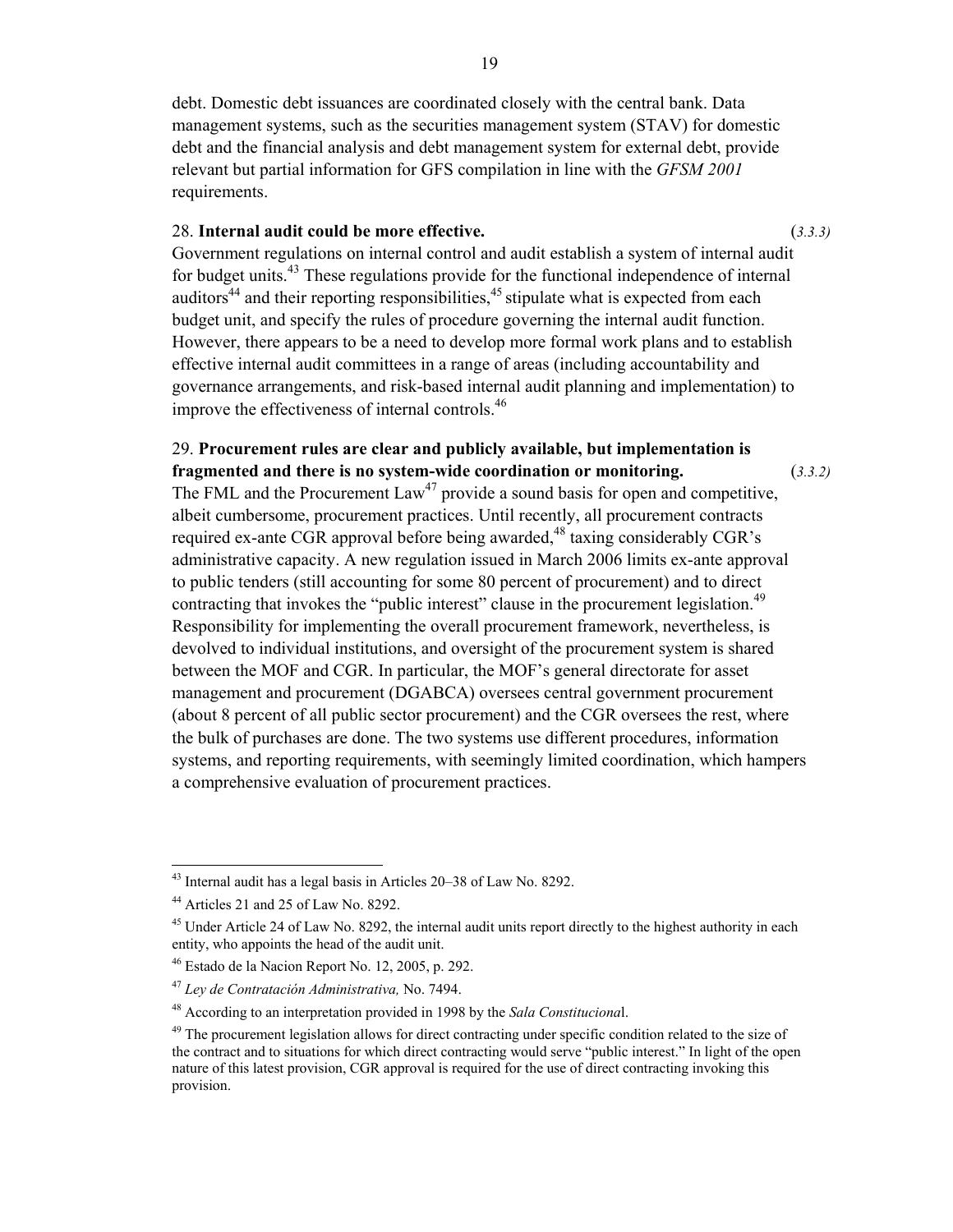debt. Domestic debt issuances are coordinated closely with the central bank. Data management systems, such as the securities management system (STAV) for domestic debt and the financial analysis and debt management system for external debt, provide relevant but partial information for GFS compilation in line with the *GFSM 2001* requirements.

28. **Internal audit could be more effective.** (*3.3.3)*

Government regulations on internal control and audit establish a system of internal audit for budget units.[43] These regulations provide for the functional independence of internal auditors[44] and their reporting responsibilities,[45] stipulate what is expected from each budget unit, and specify the rules of procedure governing the internal audit function. However, there appears to be a need to develop more formal work plans and to establish effective internal audit committees in a range of areas (including accountability and governance arrangements, and risk-based internal audit planning and implementation) to improve the effectiveness of internal controls.[46]

29. **Procurement rules are clear and publicly available, but implementation is fragmented and there is no system-wide coordination or monitoring.** (*3.3.2)*

The FML and the Procurement Law[47] provide a sound basis for open and competitive, albeit cumbersome, procurement practices. Until recently, all procurement contracts required ex-ante CGR approval before being awarded,[48] taxing considerably CGR's administrative capacity. A new regulation issued in March 2006 limits ex-ante approval to public tenders (still accounting for some 80 percent of procurement) and to direct contracting that invokes the "public interest" clause in the procurement legislation.[49] Responsibility for implementing the overall procurement framework, nevertheless, is devolved to individual institutions, and oversight of the procurement system is shared between the MOF and CGR. In particular, the MOF's general directorate for asset management and procurement (DGABCA) oversees central government procurement (about 8 percent of all public sector procurement) and the CGR oversees the rest, where the bulk of purchases are done. The two systems use different procedures, information systems, and reporting requirements, with seemingly limited coordination, which hampers a comprehensive evaluation of procurement practices.

---

[43] Internal audit has a legal basis in Articles 20–38 of Law No. 8292.

[44] Articles 21 and 25 of Law No. 8292.

[45] Under Article 24 of Law No. 8292, the internal audit units report directly to the highest authority in each entity, who appoints the head of the audit unit.

[46] Estado de la Nacion Report No. 12, 2005, p. 292.

[47] *Ley de Contratación Administrativa,* No. 7494.

[48] According to an interpretation provided in 1998 by the *Sala Constitucional*.

[49] The procurement legislation allows for direct contracting under specific condition related to the size of the contract and to situations for which direct contracting would serve "public interest." In light of the open nature of this latest provision, CGR approval is required for the use of direct contracting invoking this provision.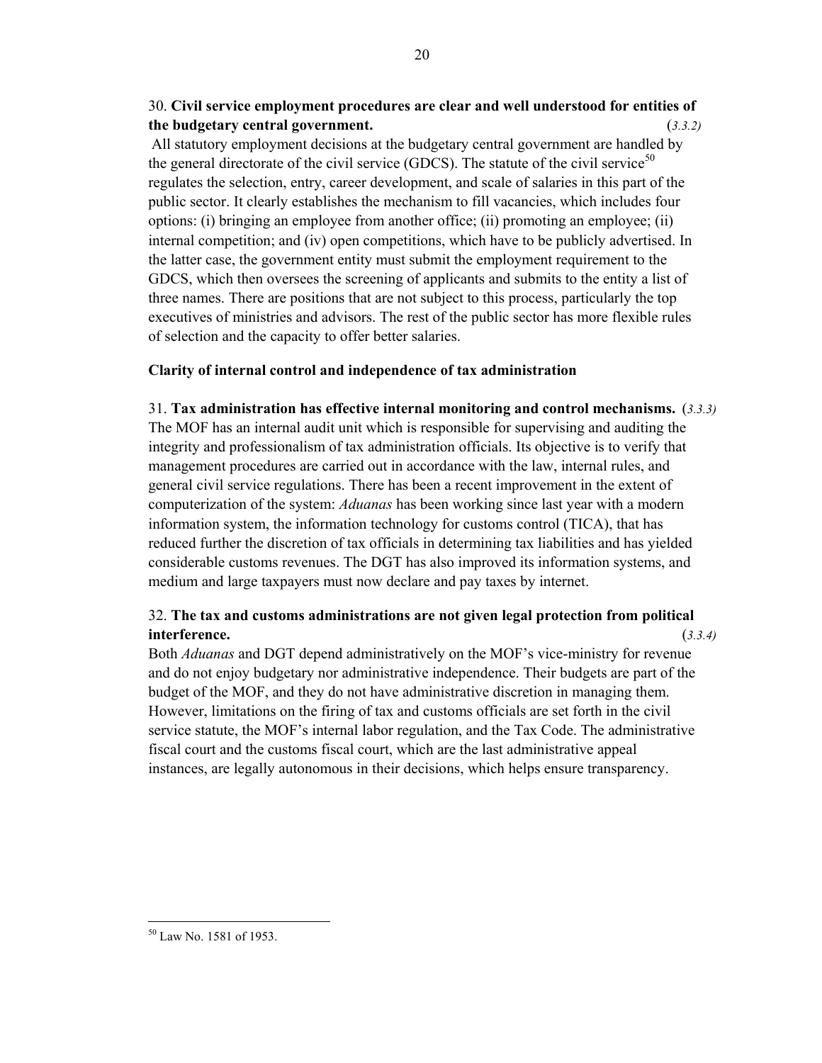30. **Civil service employment procedures are clear and well understood for entities of the budgetary central government.** (*3.3.2)*

All statutory employment decisions at the budgetary central government are handled by the general directorate of the civil service (GDCS). The statute of the civil service[50] regulates the selection, entry, career development, and scale of salaries in this part of the public sector. It clearly establishes the mechanism to fill vacancies, which includes four options: (i) bringing an employee from another office; (ii) promoting an employee; (ii) internal competition; and (iv) open competitions, which have to be publicly advertised. In the latter case, the government entity must submit the employment requirement to the GDCS, which then oversees the screening of applicants and submits to the entity a list of three names. There are positions that are not subject to this process, particularly the top executives of ministries and advisors. The rest of the public sector has more flexible rules of selection and the capacity to offer better salaries.

**Clarity of internal control and independence of tax administration**

31. **Tax administration has effective internal monitoring and control mechanisms.** (*3.3.3)*
The MOF has an internal audit unit which is responsible for supervising and auditing the integrity and professionalism of tax administration officials. Its objective is to verify that management procedures are carried out in accordance with the law, internal rules, and general civil service regulations. There has been a recent improvement in the extent of computerization of the system: *Aduanas* has been working since last year with a modern information system, the information technology for customs control (TICA), that has reduced further the discretion of tax officials in determining tax liabilities and has yielded considerable customs revenues. The DGT has also improved its information systems, and medium and large taxpayers must now declare and pay taxes by internet.

32. **The tax and customs administrations are not given legal protection from political interference.** (*3.3.4)*
Both *Aduanas* and DGT depend administratively on the MOF's vice-ministry for revenue and do not enjoy budgetary nor administrative independence. Their budgets are part of the budget of the MOF, and they do not have administrative discretion in managing them. However, limitations on the firing of tax and customs officials are set forth in the civil service statute, the MOF's internal labor regulation, and the Tax Code. The administrative fiscal court and the customs fiscal court, which are the last administrative appeal instances, are legally autonomous in their decisions, which helps ensure transparency.

[50] Law No. 1581 of 1953.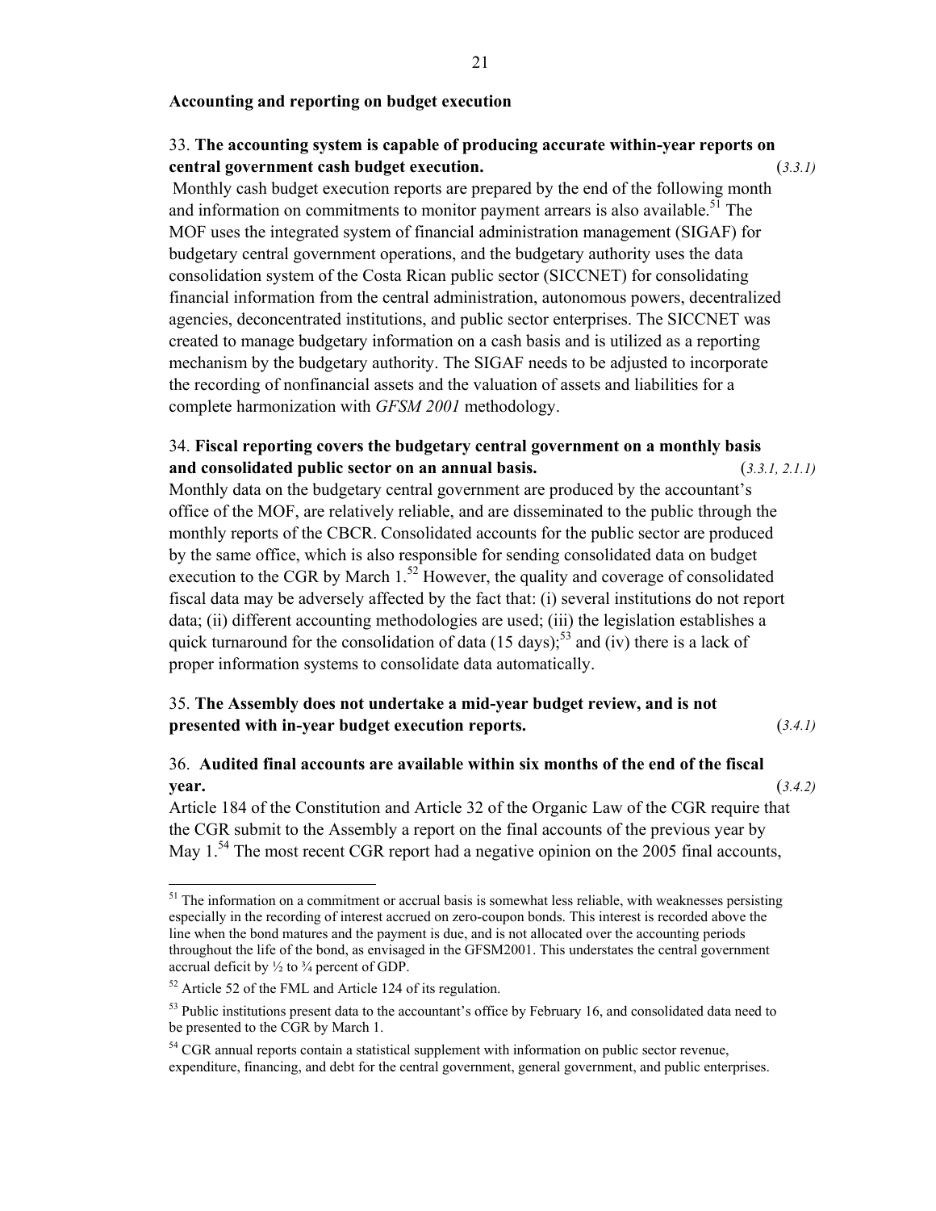### Accounting and reporting on budget execution

33. **The accounting system is capable of producing accurate within-year reports on central government cash budget execution.** (*3.3.1)*

Monthly cash budget execution reports are prepared by the end of the following month and information on commitments to monitor payment arrears is also available.[51] The MOF uses the integrated system of financial administration management (SIGAF) for budgetary central government operations, and the budgetary authority uses the data consolidation system of the Costa Rican public sector (SICCNET) for consolidating financial information from the central administration, autonomous powers, decentralized agencies, deconcentrated institutions, and public sector enterprises. The SICCNET was created to manage budgetary information on a cash basis and is utilized as a reporting mechanism by the budgetary authority. The SIGAF needs to be adjusted to incorporate the recording of nonfinancial assets and the valuation of assets and liabilities for a complete harmonization with *GFSM 2001* methodology.

34. **Fiscal reporting covers the budgetary central government on a monthly basis and consolidated public sector on an annual basis.** (*3.3.1, 2.1.1)*

Monthly data on the budgetary central government are produced by the accountant's office of the MOF, are relatively reliable, and are disseminated to the public through the monthly reports of the CBCR. Consolidated accounts for the public sector are produced by the same office, which is also responsible for sending consolidated data on budget execution to the CGR by March 1.[52] However, the quality and coverage of consolidated fiscal data may be adversely affected by the fact that: (i) several institutions do not report data; (ii) different accounting methodologies are used; (iii) the legislation establishes a quick turnaround for the consolidation of data (15 days);[53] and (iv) there is a lack of proper information systems to consolidate data automatically.

35. **The Assembly does not undertake a mid-year budget review, and is not presented with in-year budget execution reports.** (*3.4.1)*

36. **Audited final accounts are available within six months of the end of the fiscal year.** (*3.4.2)*

Article 184 of the Constitution and Article 32 of the Organic Law of the CGR require that the CGR submit to the Assembly a report on the final accounts of the previous year by May 1.[54] The most recent CGR report had a negative opinion on the 2005 final accounts,

---

[51] The information on a commitment or accrual basis is somewhat less reliable, with weaknesses persisting especially in the recording of interest accrued on zero-coupon bonds. This interest is recorded above the line when the bond matures and the payment is due, and is not allocated over the accounting periods throughout the life of the bond, as envisaged in the GFSM2001. This understates the central government accrual deficit by ½ to ¾ percent of GDP.

[52] Article 52 of the FML and Article 124 of its regulation.

[53] Public institutions present data to the accountant's office by February 16, and consolidated data need to be presented to the CGR by March 1.

[54] CGR annual reports contain a statistical supplement with information on public sector revenue, expenditure, financing, and debt for the central government, general government, and public enterprises.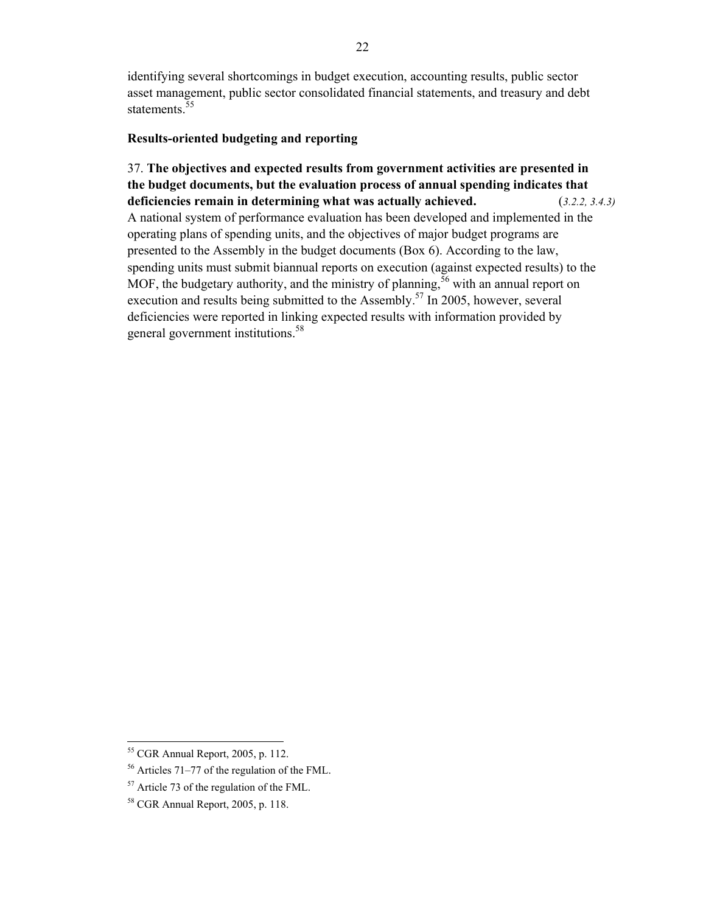identifying several shortcomings in budget execution, accounting results, public sector asset management, public sector consolidated financial statements, and treasury and debt statements.[55]

**Results-oriented budgeting and reporting**

37. **The objectives and expected results from government activities are presented in the budget documents, but the evaluation process of annual spending indicates that deficiencies remain in determining what was actually achieved.** (*3.2.2, 3.4.3)* A national system of performance evaluation has been developed and implemented in the operating plans of spending units, and the objectives of major budget programs are presented to the Assembly in the budget documents (Box 6). According to the law, spending units must submit biannual reports on execution (against expected results) to the MOF, the budgetary authority, and the ministry of planning,[56] with an annual report on execution and results being submitted to the Assembly.[57] In 2005, however, several deficiencies were reported in linking expected results with information provided by general government institutions.[58]

---

[55] CGR Annual Report, 2005, p. 112.

[56] Articles 71–77 of the regulation of the FML.

[57] Article 73 of the regulation of the FML.

[58] CGR Annual Report, 2005, p. 118.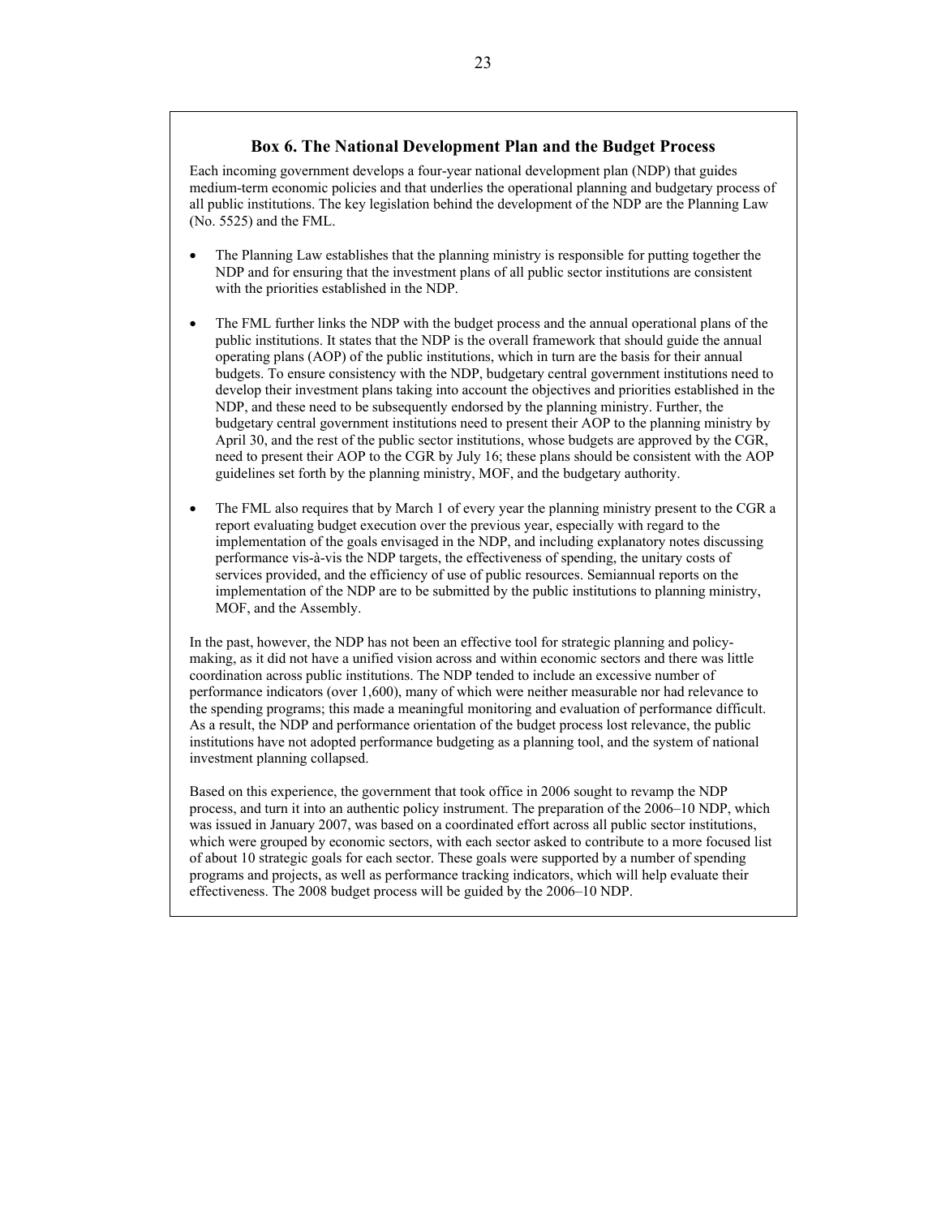### Box 6. The National Development Plan and the Budget Process

Each incoming government develops a four-year national development plan (NDP) that guides medium-term economic policies and that underlies the operational planning and budgetary process of all public institutions. The key legislation behind the development of the NDP are the Planning Law (No. 5525) and the FML.

- The Planning Law establishes that the planning ministry is responsible for putting together the NDP and for ensuring that the investment plans of all public sector institutions are consistent with the priorities established in the NDP.

- The FML further links the NDP with the budget process and the annual operational plans of the public institutions. It states that the NDP is the overall framework that should guide the annual operating plans (AOP) of the public institutions, which in turn are the basis for their annual budgets. To ensure consistency with the NDP, budgetary central government institutions need to develop their investment plans taking into account the objectives and priorities established in the NDP, and these need to be subsequently endorsed by the planning ministry. Further, the budgetary central government institutions need to present their AOP to the planning ministry by April 30, and the rest of the public sector institutions, whose budgets are approved by the CGR, need to present their AOP to the CGR by July 16; these plans should be consistent with the AOP guidelines set forth by the planning ministry, MOF, and the budgetary authority.

- The FML also requires that by March 1 of every year the planning ministry present to the CGR a report evaluating budget execution over the previous year, especially with regard to the implementation of the goals envisaged in the NDP, and including explanatory notes discussing performance vis-à-vis the NDP targets, the effectiveness of spending, the unitary costs of services provided, and the efficiency of use of public resources. Semiannual reports on the implementation of the NDP are to be submitted by the public institutions to planning ministry, MOF, and the Assembly.

In the past, however, the NDP has not been an effective tool for strategic planning and policy-making, as it did not have a unified vision across and within economic sectors and there was little coordination across public institutions. The NDP tended to include an excessive number of performance indicators (over 1,600), many of which were neither measurable nor had relevance to the spending programs; this made a meaningful monitoring and evaluation of performance difficult. As a result, the NDP and performance orientation of the budget process lost relevance, the public institutions have not adopted performance budgeting as a planning tool, and the system of national investment planning collapsed.

Based on this experience, the government that took office in 2006 sought to revamp the NDP process, and turn it into an authentic policy instrument. The preparation of the 2006–10 NDP, which was issued in January 2007, was based on a coordinated effort across all public sector institutions, which were grouped by economic sectors, with each sector asked to contribute to a more focused list of about 10 strategic goals for each sector. These goals were supported by a number of spending programs and projects, as well as performance tracking indicators, which will help evaluate their effectiveness. The 2008 budget process will be guided by the 2006–10 NDP.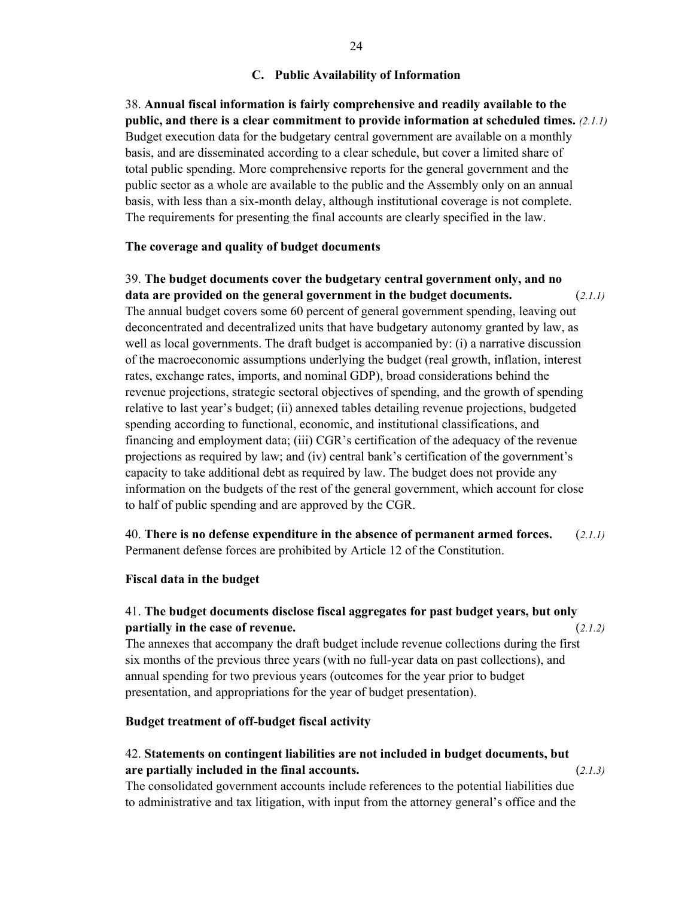## C. Public Availability of Information

38. **Annual fiscal information is fairly comprehensive and readily available to the public, and there is a clear commitment to provide information at scheduled times.** *(2.1.1)* Budget execution data for the budgetary central government are available on a monthly basis, and are disseminated according to a clear schedule, but cover a limited share of total public spending. More comprehensive reports for the general government and the public sector as a whole are available to the public and the Assembly only on an annual basis, with less than a six-month delay, although institutional coverage is not complete. The requirements for presenting the final accounts are clearly specified in the law.

### The coverage and quality of budget documents

39. **The budget documents cover the budgetary central government only, and no data are provided on the general government in the budget documents.** (*2.1.1)*
The annual budget covers some 60 percent of general government spending, leaving out deconcentrated and decentralized units that have budgetary autonomy granted by law, as well as local governments. The draft budget is accompanied by: (i) a narrative discussion of the macroeconomic assumptions underlying the budget (real growth, inflation, interest rates, exchange rates, imports, and nominal GDP), broad considerations behind the revenue projections, strategic sectoral objectives of spending, and the growth of spending relative to last year's budget; (ii) annexed tables detailing revenue projections, budgeted spending according to functional, economic, and institutional classifications, and financing and employment data; (iii) CGR's certification of the adequacy of the revenue projections as required by law; and (iv) central bank's certification of the government's capacity to take additional debt as required by law. The budget does not provide any information on the budgets of the rest of the general government, which account for close to half of public spending and are approved by the CGR.

40. **There is no defense expenditure in the absence of permanent armed forces.** (*2.1.1)*
Permanent defense forces are prohibited by Article 12 of the Constitution.

### Fiscal data in the budget

41. **The budget documents disclose fiscal aggregates for past budget years, but only partially in the case of revenue.** (*2.1.2)*
The annexes that accompany the draft budget include revenue collections during the first six months of the previous three years (with no full-year data on past collections), and annual spending for two previous years (outcomes for the year prior to budget presentation, and appropriations for the year of budget presentation).

### Budget treatment of off-budget fiscal activity

42. **Statements on contingent liabilities are not included in budget documents, but are partially included in the final accounts.** (*2.1.3)*
The consolidated government accounts include references to the potential liabilities due to administrative and tax litigation, with input from the attorney general's office and the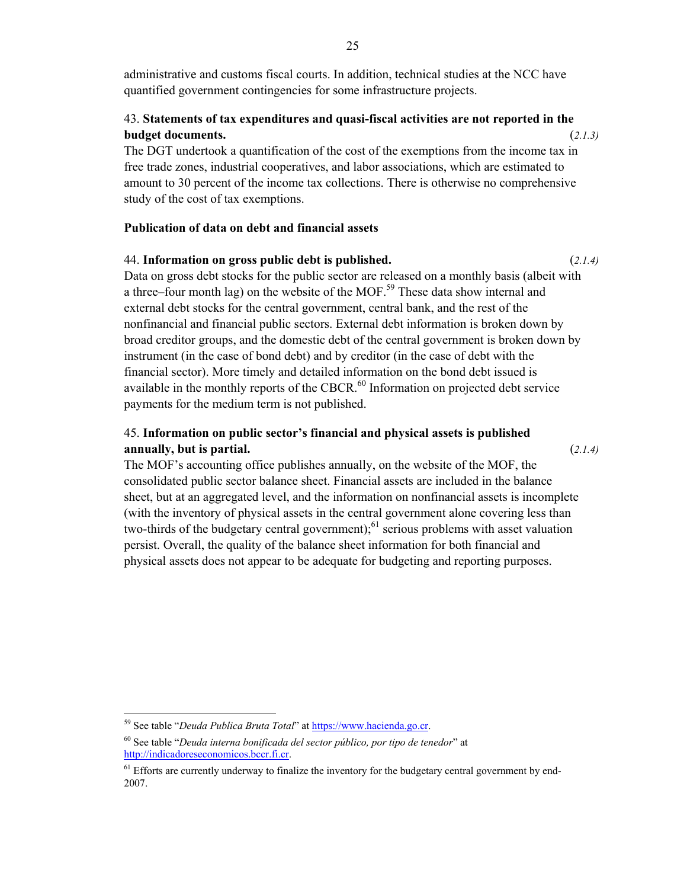administrative and customs fiscal courts. In addition, technical studies at the NCC have quantified government contingencies for some infrastructure projects.

43. **Statements of tax expenditures and quasi-fiscal activities are not reported in the budget documents.** (*2.1.3)*

The DGT undertook a quantification of the cost of the exemptions from the income tax in free trade zones, industrial cooperatives, and labor associations, which are estimated to amount to 30 percent of the income tax collections. There is otherwise no comprehensive study of the cost of tax exemptions.

**Publication of data on debt and financial assets**

44. **Information on gross public debt is published.** (*2.1.4)*

Data on gross debt stocks for the public sector are released on a monthly basis (albeit with a three–four month lag) on the website of the MOF.[59] These data show internal and external debt stocks for the central government, central bank, and the rest of the nonfinancial and financial public sectors. External debt information is broken down by broad creditor groups, and the domestic debt of the central government is broken down by instrument (in the case of bond debt) and by creditor (in the case of debt with the financial sector). More timely and detailed information on the bond debt issued is available in the monthly reports of the CBCR.[60] Information on projected debt service payments for the medium term is not published.

45. **Information on public sector's financial and physical assets is published annually, but is partial.** (*2.1.4)*

The MOF's accounting office publishes annually, on the website of the MOF, the consolidated public sector balance sheet. Financial assets are included in the balance sheet, but at an aggregated level, and the information on nonfinancial assets is incomplete (with the inventory of physical assets in the central government alone covering less than two-thirds of the budgetary central government);[61] serious problems with asset valuation persist. Overall, the quality of the balance sheet information for both financial and physical assets does not appear to be adequate for budgeting and reporting purposes.

---

[59] See table "*Deuda Publica Bruta Total*" at https://www.hacienda.go.cr.

[60] See table "*Deuda interna bonificada del sector público, por tipo de tenedor*" at http://indicadoreseconomicos.bccr.fi.cr.

[61] Efforts are currently underway to finalize the inventory for the budgetary central government by end-2007.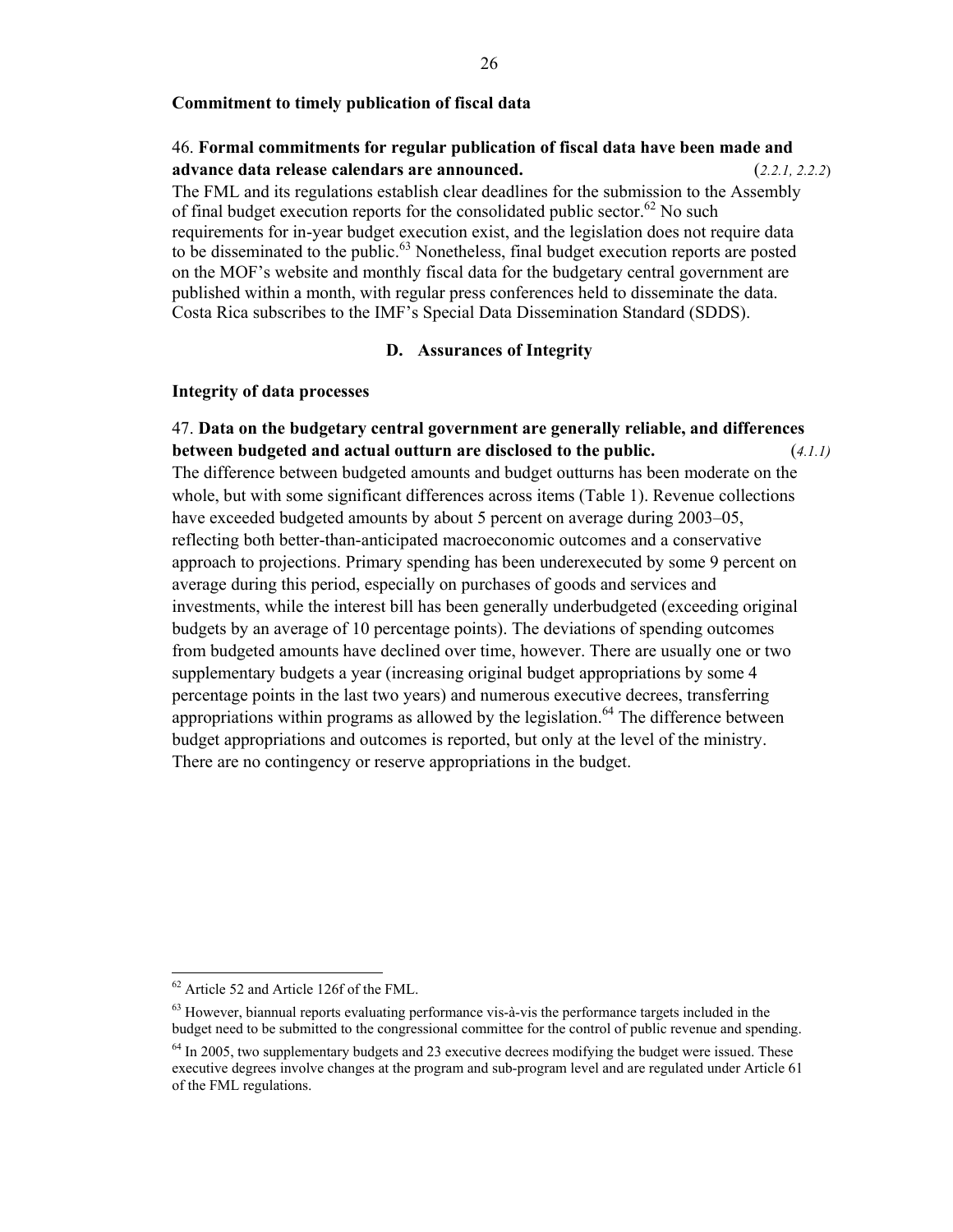**Commitment to timely publication of fiscal data**

46. **Formal commitments for regular publication of fiscal data have been made and advance data release calendars are announced.** (*2.2.1, 2.2.2*)
The FML and its regulations establish clear deadlines for the submission to the Assembly of final budget execution reports for the consolidated public sector.[62] No such requirements for in-year budget execution exist, and the legislation does not require data to be disseminated to the public.[63] Nonetheless, final budget execution reports are posted on the MOF's website and monthly fiscal data for the budgetary central government are published within a month, with regular press conferences held to disseminate the data. Costa Rica subscribes to the IMF's Special Data Dissemination Standard (SDDS).

### D. Assurances of Integrity

**Integrity of data processes**

47. **Data on the budgetary central government are generally reliable, and differences between budgeted and actual outturn are disclosed to the public.** (*4.1.1)*
The difference between budgeted amounts and budget outturns has been moderate on the whole, but with some significant differences across items (Table 1). Revenue collections have exceeded budgeted amounts by about 5 percent on average during 2003–05, reflecting both better-than-anticipated macroeconomic outcomes and a conservative approach to projections. Primary spending has been underexecuted by some 9 percent on average during this period, especially on purchases of goods and services and investments, while the interest bill has been generally underbudgeted (exceeding original budgets by an average of 10 percentage points). The deviations of spending outcomes from budgeted amounts have declined over time, however. There are usually one or two supplementary budgets a year (increasing original budget appropriations by some 4 percentage points in the last two years) and numerous executive decrees, transferring appropriations within programs as allowed by the legislation.[64] The difference between budget appropriations and outcomes is reported, but only at the level of the ministry. There are no contingency or reserve appropriations in the budget.

---

[62] Article 52 and Article 126f of the FML.

[63] However, biannual reports evaluating performance vis-à-vis the performance targets included in the budget need to be submitted to the congressional committee for the control of public revenue and spending.

[64] In 2005, two supplementary budgets and 23 executive decrees modifying the budget were issued. These executive degrees involve changes at the program and sub-program level and are regulated under Article 61 of the FML regulations.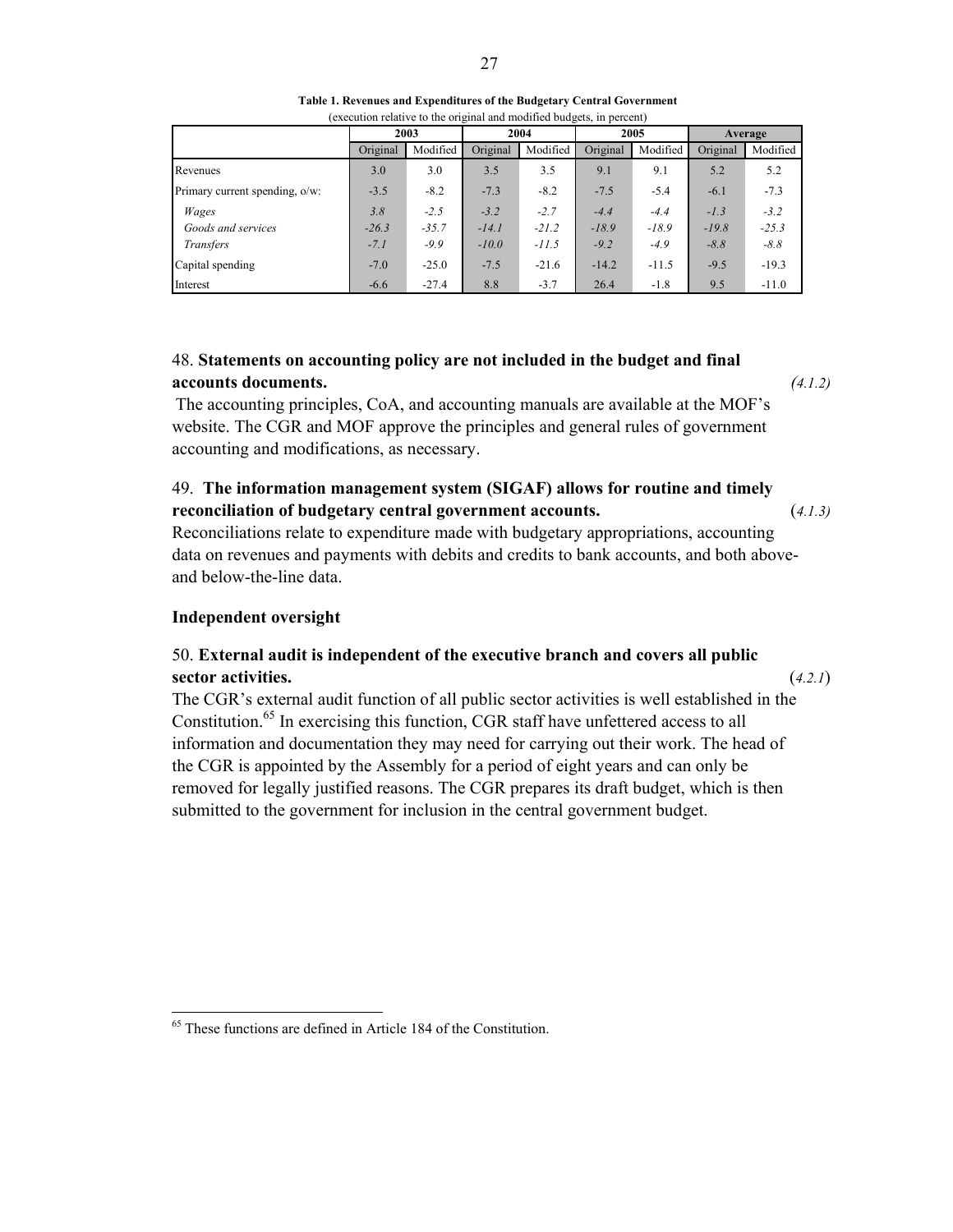**Table 1. Revenues and Expenditures of the Budgetary Central Government**
(execution relative to the original and modified budgets, in percent)

| | 2003 | | 2004 | | 2005 | | Average | |
|---|---|---|---|---|---|---|---|---|
| | Original | Modified | Original | Modified | Original | Modified | Original | Modified |
| Revenues | 3.0 | 3.0 | 3.5 | 3.5 | 9.1 | 9.1 | 5.2 | 5.2 |
| Primary current spending, o/w: | -3.5 | -8.2 | -7.3 | -8.2 | -7.5 | -5.4 | -6.1 | -7.3 |
| *Wages* | *3.8* | *-2.5* | *-3.2* | *-2.7* | *-4.4* | *-4.4* | *-1.3* | *-3.2* |
| *Goods and services* | *-26.3* | *-35.7* | *-14.1* | *-21.2* | *-18.9* | *-18.9* | *-19.8* | *-25.3* |
| *Transfers* | *-7.1* | *-9.9* | *-10.0* | *-11.5* | *-9.2* | *-4.9* | *-8.8* | *-8.8* |
| Capital spending | -7.0 | -25.0 | -7.5 | -21.6 | -14.2 | -11.5 | -9.5 | -19.3 |
| Interest | -6.6 | -27.4 | 8.8 | -3.7 | 26.4 | -1.8 | 9.5 | -11.0 |

48. **Statements on accounting policy are not included in the budget and final accounts documents.** *(4.1.2)*

The accounting principles, CoA, and accounting manuals are available at the MOF's website. The CGR and MOF approve the principles and general rules of government accounting and modifications, as necessary.

49. **The information management system (SIGAF) allows for routine and timely reconciliation of budgetary central government accounts.** *(4.1.3)*

Reconciliations relate to expenditure made with budgetary appropriations, accounting data on revenues and payments with debits and credits to bank accounts, and both above- and below-the-line data.

**Independent oversight**

50. **External audit is independent of the executive branch and covers all public sector activities.** (*4.2.1*)

The CGR's external audit function of all public sector activities is well established in the Constitution.[65] In exercising this function, CGR staff have unfettered access to all information and documentation they may need for carrying out their work. The head of the CGR is appointed by the Assembly for a period of eight years and can only be removed for legally justified reasons. The CGR prepares its draft budget, which is then submitted to the government for inclusion in the central government budget.

[65] These functions are defined in Article 184 of the Constitution.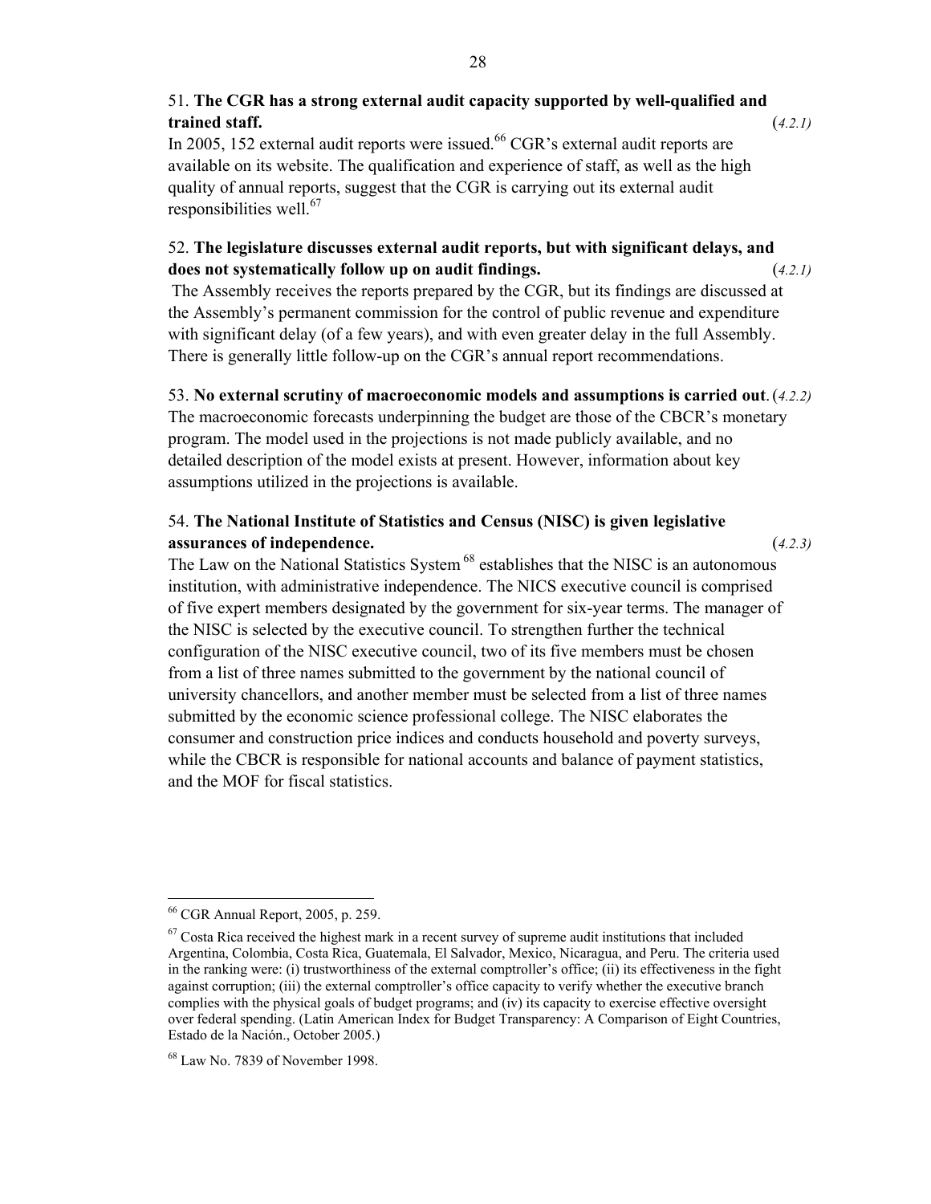51. **The CGR has a strong external audit capacity supported by well-qualified and trained staff.** (*4.2.1)*

In 2005, 152 external audit reports were issued.[66] CGR's external audit reports are available on its website. The qualification and experience of staff, as well as the high quality of annual reports, suggest that the CGR is carrying out its external audit responsibilities well.[67]

52. **The legislature discusses external audit reports, but with significant delays, and does not systematically follow up on audit findings.** (*4.2.1)*

The Assembly receives the reports prepared by the CGR, but its findings are discussed at the Assembly's permanent commission for the control of public revenue and expenditure with significant delay (of a few years), and with even greater delay in the full Assembly. There is generally little follow-up on the CGR's annual report recommendations.

53. **No external scrutiny of macroeconomic models and assumptions is carried out**. (*4.2.2)*

The macroeconomic forecasts underpinning the budget are those of the CBCR's monetary program. The model used in the projections is not made publicly available, and no detailed description of the model exists at present. However, information about key assumptions utilized in the projections is available.

54. **The National Institute of Statistics and Census (NISC) is given legislative assurances of independence.** (*4.2.3)*

The Law on the National Statistics System[68] establishes that the NISC is an autonomous institution, with administrative independence. The NICS executive council is comprised of five expert members designated by the government for six-year terms. The manager of the NISC is selected by the executive council. To strengthen further the technical configuration of the NISC executive council, two of its five members must be chosen from a list of three names submitted to the government by the national council of university chancellors, and another member must be selected from a list of three names submitted by the economic science professional college. The NISC elaborates the consumer and construction price indices and conducts household and poverty surveys, while the CBCR is responsible for national accounts and balance of payment statistics, and the MOF for fiscal statistics.

---

[66] CGR Annual Report, 2005, p. 259.

[67] Costa Rica received the highest mark in a recent survey of supreme audit institutions that included Argentina, Colombia, Costa Rica, Guatemala, El Salvador, Mexico, Nicaragua, and Peru. The criteria used in the ranking were: (i) trustworthiness of the external comptroller's office; (ii) its effectiveness in the fight against corruption; (iii) the external comptroller's office capacity to verify whether the executive branch complies with the physical goals of budget programs; and (iv) its capacity to exercise effective oversight over federal spending. (Latin American Index for Budget Transparency: A Comparison of Eight Countries, Estado de la Nación., October 2005.)

[68] Law No. 7839 of November 1998.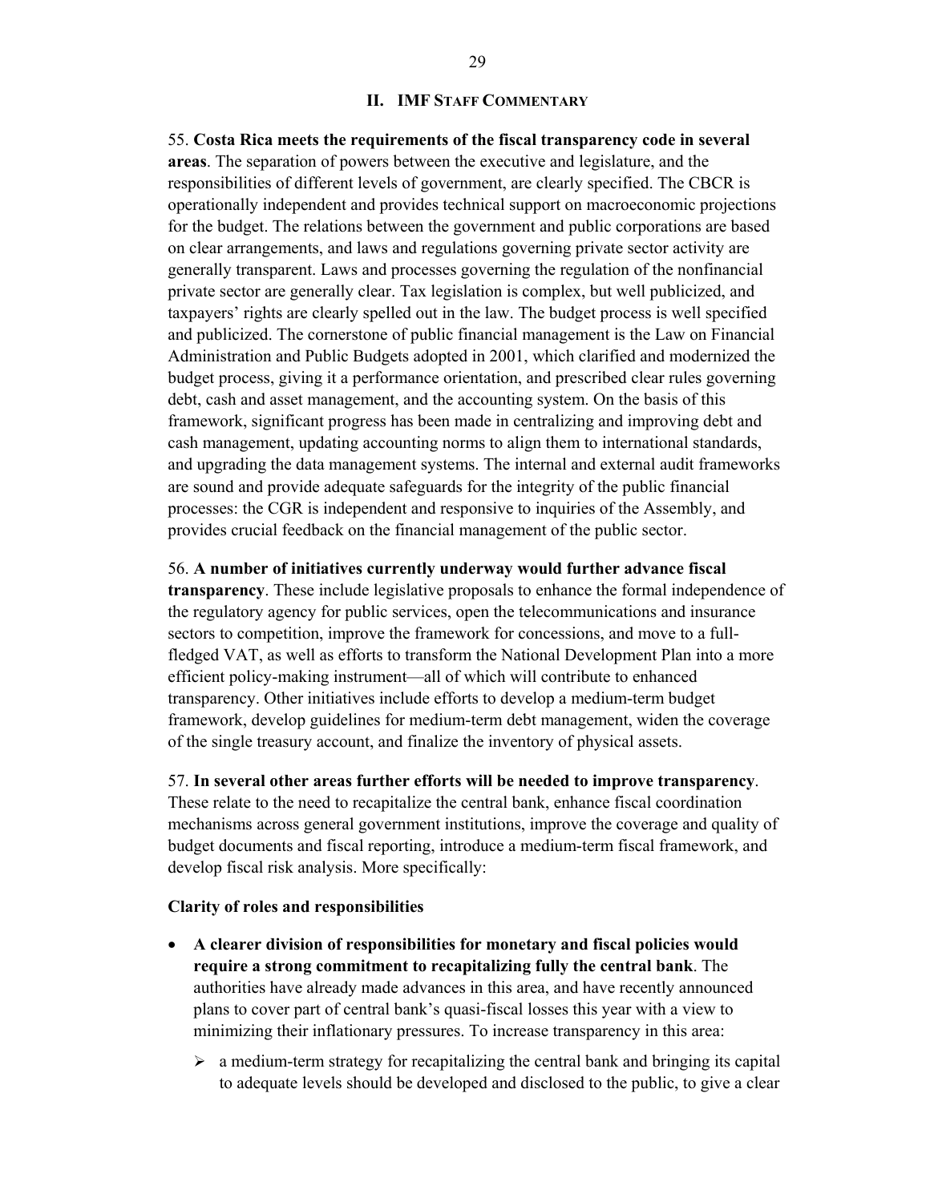## II. IMF STAFF COMMENTARY

55. **Costa Rica meets the requirements of the fiscal transparency code in several areas**. The separation of powers between the executive and legislature, and the responsibilities of different levels of government, are clearly specified. The CBCR is operationally independent and provides technical support on macroeconomic projections for the budget. The relations between the government and public corporations are based on clear arrangements, and laws and regulations governing private sector activity are generally transparent. Laws and processes governing the regulation of the nonfinancial private sector are generally clear. Tax legislation is complex, but well publicized, and taxpayers' rights are clearly spelled out in the law. The budget process is well specified and publicized. The cornerstone of public financial management is the Law on Financial Administration and Public Budgets adopted in 2001, which clarified and modernized the budget process, giving it a performance orientation, and prescribed clear rules governing debt, cash and asset management, and the accounting system. On the basis of this framework, significant progress has been made in centralizing and improving debt and cash management, updating accounting norms to align them to international standards, and upgrading the data management systems. The internal and external audit frameworks are sound and provide adequate safeguards for the integrity of the public financial processes: the CGR is independent and responsive to inquiries of the Assembly, and provides crucial feedback on the financial management of the public sector.

56. **A number of initiatives currently underway would further advance fiscal transparency**. These include legislative proposals to enhance the formal independence of the regulatory agency for public services, open the telecommunications and insurance sectors to competition, improve the framework for concessions, and move to a full-fledged VAT, as well as efforts to transform the National Development Plan into a more efficient policy-making instrument—all of which will contribute to enhanced transparency. Other initiatives include efforts to develop a medium-term budget framework, develop guidelines for medium-term debt management, widen the coverage of the single treasury account, and finalize the inventory of physical assets.

57. **In several other areas further efforts will be needed to improve transparency**. These relate to the need to recapitalize the central bank, enhance fiscal coordination mechanisms across general government institutions, improve the coverage and quality of budget documents and fiscal reporting, introduce a medium-term fiscal framework, and develop fiscal risk analysis. More specifically:

**Clarity of roles and responsibilities**

- **A clearer division of responsibilities for monetary and fiscal policies would require a strong commitment to recapitalizing fully the central bank**. The authorities have already made advances in this area, and have recently announced plans to cover part of central bank's quasi-fiscal losses this year with a view to minimizing their inflationary pressures. To increase transparency in this area:
  - a medium-term strategy for recapitalizing the central bank and bringing its capital to adequate levels should be developed and disclosed to the public, to give a clear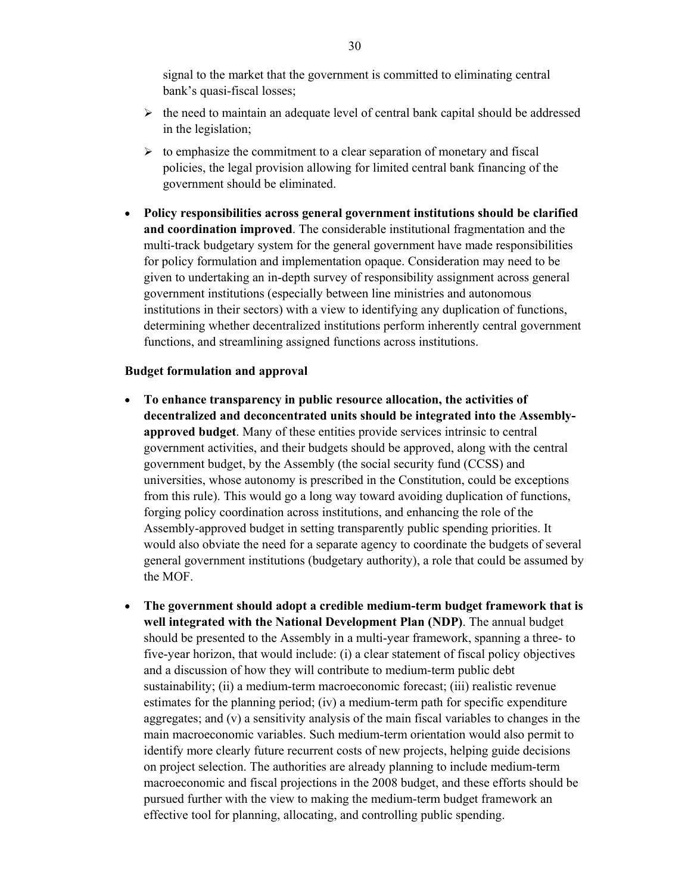signal to the market that the government is committed to eliminating central bank's quasi-fiscal losses;

- the need to maintain an adequate level of central bank capital should be addressed in the legislation;
- to emphasize the commitment to a clear separation of monetary and fiscal policies, the legal provision allowing for limited central bank financing of the government should be eliminated.

- **Policy responsibilities across general government institutions should be clarified and coordination improved**. The considerable institutional fragmentation and the multi-track budgetary system for the general government have made responsibilities for policy formulation and implementation opaque. Consideration may need to be given to undertaking an in-depth survey of responsibility assignment across general government institutions (especially between line ministries and autonomous institutions in their sectors) with a view to identifying any duplication of functions, determining whether decentralized institutions perform inherently central government functions, and streamlining assigned functions across institutions.

**Budget formulation and approval**

- **To enhance transparency in public resource allocation, the activities of decentralized and deconcentrated units should be integrated into the Assembly-approved budget**. Many of these entities provide services intrinsic to central government activities, and their budgets should be approved, along with the central government budget, by the Assembly (the social security fund (CCSS) and universities, whose autonomy is prescribed in the Constitution, could be exceptions from this rule). This would go a long way toward avoiding duplication of functions, forging policy coordination across institutions, and enhancing the role of the Assembly-approved budget in setting transparently public spending priorities. It would also obviate the need for a separate agency to coordinate the budgets of several general government institutions (budgetary authority), a role that could be assumed by the MOF.

- **The government should adopt a credible medium-term budget framework that is well integrated with the National Development Plan (NDP)**. The annual budget should be presented to the Assembly in a multi-year framework, spanning a three- to five-year horizon, that would include: (i) a clear statement of fiscal policy objectives and a discussion of how they will contribute to medium-term public debt sustainability; (ii) a medium-term macroeconomic forecast; (iii) realistic revenue estimates for the planning period; (iv) a medium-term path for specific expenditure aggregates; and (v) a sensitivity analysis of the main fiscal variables to changes in the main macroeconomic variables. Such medium-term orientation would also permit to identify more clearly future recurrent costs of new projects, helping guide decisions on project selection. The authorities are already planning to include medium-term macroeconomic and fiscal projections in the 2008 budget, and these efforts should be pursued further with the view to making the medium-term budget framework an effective tool for planning, allocating, and controlling public spending.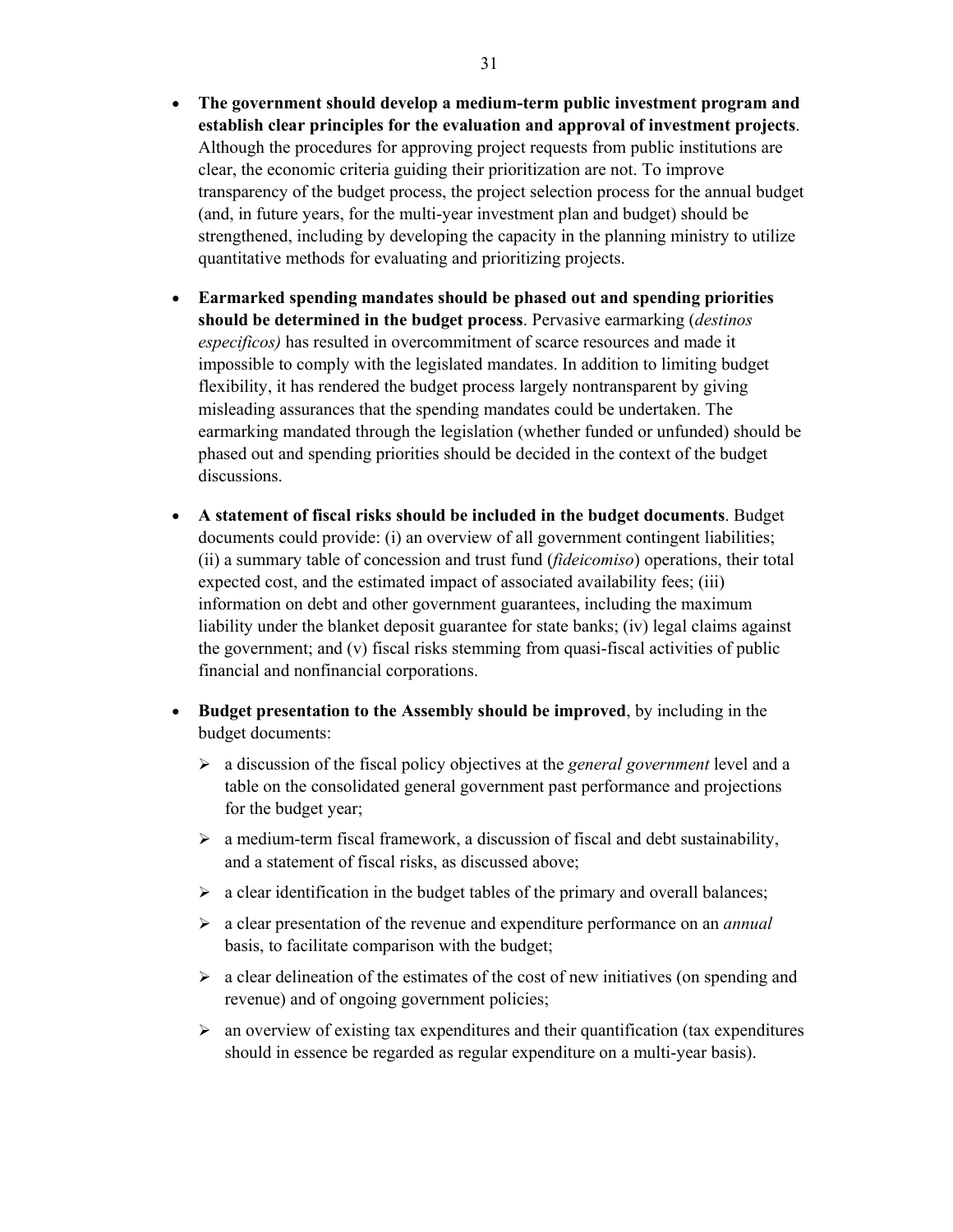- **The government should develop a medium-term public investment program and establish clear principles for the evaluation and approval of investment projects**. Although the procedures for approving project requests from public institutions are clear, the economic criteria guiding their prioritization are not. To improve transparency of the budget process, the project selection process for the annual budget (and, in future years, for the multi-year investment plan and budget) should be strengthened, including by developing the capacity in the planning ministry to utilize quantitative methods for evaluating and prioritizing projects.

- **Earmarked spending mandates should be phased out and spending priorities should be determined in the budget process**. Pervasive earmarking (*destinos especificos)* has resulted in overcommitment of scarce resources and made it impossible to comply with the legislated mandates. In addition to limiting budget flexibility, it has rendered the budget process largely nontransparent by giving misleading assurances that the spending mandates could be undertaken. The earmarking mandated through the legislation (whether funded or unfunded) should be phased out and spending priorities should be decided in the context of the budget discussions.

- **A statement of fiscal risks should be included in the budget documents**. Budget documents could provide: (i) an overview of all government contingent liabilities; (ii) a summary table of concession and trust fund (*fideicomiso*) operations, their total expected cost, and the estimated impact of associated availability fees; (iii) information on debt and other government guarantees, including the maximum liability under the blanket deposit guarantee for state banks; (iv) legal claims against the government; and (v) fiscal risks stemming from quasi-fiscal activities of public financial and nonfinancial corporations.

- **Budget presentation to the Assembly should be improved**, by including in the budget documents:
  - a discussion of the fiscal policy objectives at the *general government* level and a table on the consolidated general government past performance and projections for the budget year;
  - a medium-term fiscal framework, a discussion of fiscal and debt sustainability, and a statement of fiscal risks, as discussed above;
  - a clear identification in the budget tables of the primary and overall balances;
  - a clear presentation of the revenue and expenditure performance on an *annual* basis, to facilitate comparison with the budget;
  - a clear delineation of the estimates of the cost of new initiatives (on spending and revenue) and of ongoing government policies;
  - an overview of existing tax expenditures and their quantification (tax expenditures should in essence be regarded as regular expenditure on a multi-year basis).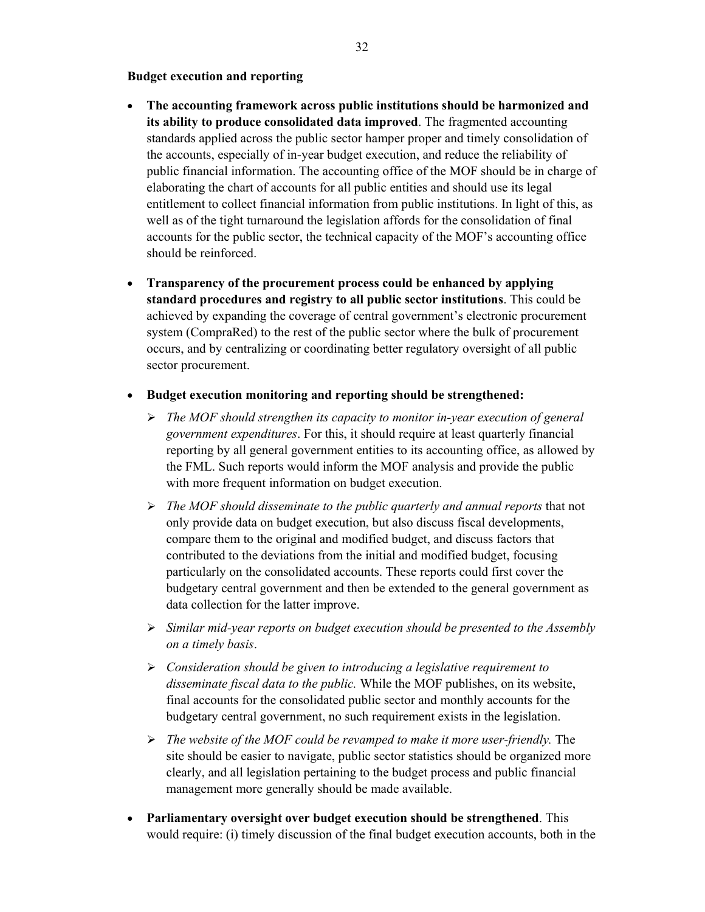**Budget execution and reporting**

- **The accounting framework across public institutions should be harmonized and its ability to produce consolidated data improved**. The fragmented accounting standards applied across the public sector hamper proper and timely consolidation of the accounts, especially of in-year budget execution, and reduce the reliability of public financial information. The accounting office of the MOF should be in charge of elaborating the chart of accounts for all public entities and should use its legal entitlement to collect financial information from public institutions. In light of this, as well as of the tight turnaround the legislation affords for the consolidation of final accounts for the public sector, the technical capacity of the MOF's accounting office should be reinforced.

- **Transparency of the procurement process could be enhanced by applying standard procedures and registry to all public sector institutions**. This could be achieved by expanding the coverage of central government's electronic procurement system (CompraRed) to the rest of the public sector where the bulk of procurement occurs, and by centralizing or coordinating better regulatory oversight of all public sector procurement.

- **Budget execution monitoring and reporting should be strengthened:**
    - *The MOF should strengthen its capacity to monitor in-year execution of general government expenditures*. For this, it should require at least quarterly financial reporting by all general government entities to its accounting office, as allowed by the FML. Such reports would inform the MOF analysis and provide the public with more frequent information on budget execution.
    - *The MOF should disseminate to the public quarterly and annual reports* that not only provide data on budget execution, but also discuss fiscal developments, compare them to the original and modified budget, and discuss factors that contributed to the deviations from the initial and modified budget, focusing particularly on the consolidated accounts. These reports could first cover the budgetary central government and then be extended to the general government as data collection for the latter improve.
    - *Similar mid-year reports on budget execution should be presented to the Assembly on a timely basis*.
    - *Consideration should be given to introducing a legislative requirement to disseminate fiscal data to the public.* While the MOF publishes, on its website, final accounts for the consolidated public sector and monthly accounts for the budgetary central government, no such requirement exists in the legislation.
    - *The website of the MOF could be revamped to make it more user-friendly.* The site should be easier to navigate, public sector statistics should be organized more clearly, and all legislation pertaining to the budget process and public financial management more generally should be made available.

- **Parliamentary oversight over budget execution should be strengthened**. This would require: (i) timely discussion of the final budget execution accounts, both in the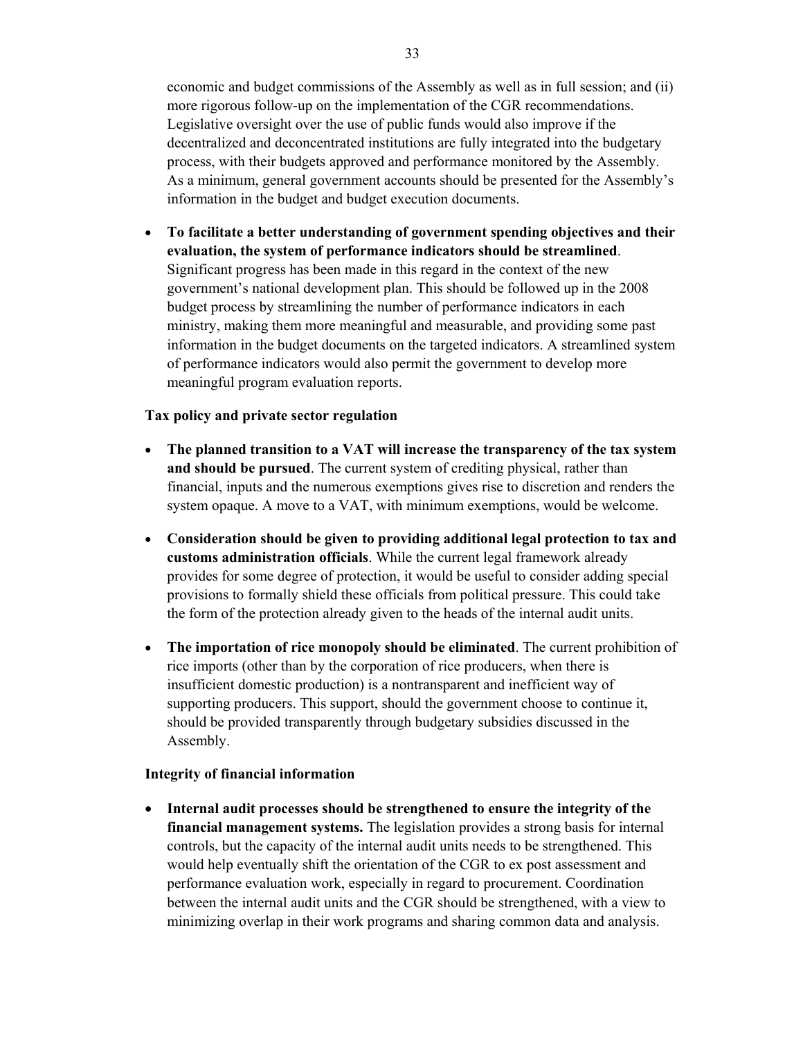economic and budget commissions of the Assembly as well as in full session; and (ii) more rigorous follow-up on the implementation of the CGR recommendations. Legislative oversight over the use of public funds would also improve if the decentralized and deconcentrated institutions are fully integrated into the budgetary process, with their budgets approved and performance monitored by the Assembly. As a minimum, general government accounts should be presented for the Assembly's information in the budget and budget execution documents.

- **To facilitate a better understanding of government spending objectives and their evaluation, the system of performance indicators should be streamlined**. Significant progress has been made in this regard in the context of the new government's national development plan. This should be followed up in the 2008 budget process by streamlining the number of performance indicators in each ministry, making them more meaningful and measurable, and providing some past information in the budget documents on the targeted indicators. A streamlined system of performance indicators would also permit the government to develop more meaningful program evaluation reports.

**Tax policy and private sector regulation**

- **The planned transition to a VAT will increase the transparency of the tax system and should be pursued**. The current system of crediting physical, rather than financial, inputs and the numerous exemptions gives rise to discretion and renders the system opaque. A move to a VAT, with minimum exemptions, would be welcome.

- **Consideration should be given to providing additional legal protection to tax and customs administration officials**. While the current legal framework already provides for some degree of protection, it would be useful to consider adding special provisions to formally shield these officials from political pressure. This could take the form of the protection already given to the heads of the internal audit units.

- **The importation of rice monopoly should be eliminated**. The current prohibition of rice imports (other than by the corporation of rice producers, when there is insufficient domestic production) is a nontransparent and inefficient way of supporting producers. This support, should the government choose to continue it, should be provided transparently through budgetary subsidies discussed in the Assembly.

**Integrity of financial information**

- **Internal audit processes should be strengthened to ensure the integrity of the financial management systems.** The legislation provides a strong basis for internal controls, but the capacity of the internal audit units needs to be strengthened. This would help eventually shift the orientation of the CGR to ex post assessment and performance evaluation work, especially in regard to procurement. Coordination between the internal audit units and the CGR should be strengthened, with a view to minimizing overlap in their work programs and sharing common data and analysis.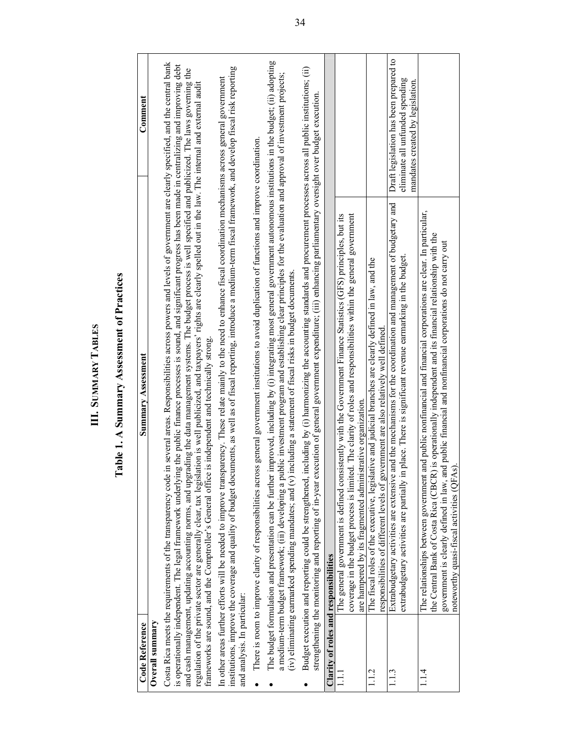# III. Summary Tables

## Table 1. A Summary Assessment of Practices

| Code Reference | Summary Assessment | Comment |
|---|---|---|
| **Overall summary** | | |
| Costa Rica meets the requirements of the transparency code in several areas. Responsibilities across powers and levels of government are clearly specified, and the central bank is operationally independent. The legal framework underlying the public finance processes is sound, and significant progress has been made in centralizing and improving debt and cash management, updating accounting norms, and upgrading the data management systems. The budget process is well specified and publicized. The laws governing the regulation of the private sector are generally clear, tax legislation is well publicized, and taxpayers' rights are clearly spelled out in the law. The internal and external audit frameworks are sound, and the Comptroller's General office is independent and technically strong.<br><br>In other areas further efforts will be needed to improve transparency. These relate mainly to the need to enhance fiscal coordination mechanisms across general government institutions, improve the coverage and quality of budget documents, as well as of fiscal reporting, introduce a medium-term fiscal framework, and develop fiscal risk reporting and analysis. In particular:<br><br>• There is room to improve clarity of responsibilities across general government institutions to avoid duplication of functions and improve coordination.<br><br>• The budget formulation and presentation can be further improved, including by (i) integrating most general government autonomous institutions in the budget; (ii) adopting a medium-term budget framework; (iii) developing a public investment program and establishing clear principles for the evaluation and approval of investment projects; (iv) eliminating earmarked spending mandates; and (v) including a statement of fiscal risks in budget documents.<br><br>• Budget execution and reporting could be strengthened, including by (i) harmonizing the accounting standards and procurement processes across all public institutions; (ii) strengthening the monitoring and reporting of in-year execution of general government expenditure; (iii) enhancing parliamentary oversight over budget execution. | | |
| **Clarity of roles and responsibilities** | | |
| 1.1.1 | The general government is defined consistently with the Government Finance Statistics (GFS) principles, but its coverage in the budget process is limited. The clarity of roles and responsibilities within the general government are hampered by its fragmented administrative organization. | |
| 1.1.2 | The fiscal roles of the executive, legislative and judicial branches are clearly defined in law, and the responsibilities of different levels of government are also relatively well defined. | |
| 1.1.3 | Extrabudgetary activities are extensive and the mechanisms for the coordination and management of budgetary and extrabudgetary activities are partially in place. There is significant revenue earmarking in the budget. | Draft legislation has been prepared to eliminate all unfunded spending mandates created by legislation. |
| 1.1.4 | The relationships between government and public nonfinancial and financial corporations are clear. In particular, the Central Bank of Costa Rica (CBCR) is operationally independent and its financial relationship with the government is clearly defined in law, and public financial and nonfinancial corporations do not carry out noteworthy quasi-fiscal activities (QFAs). | |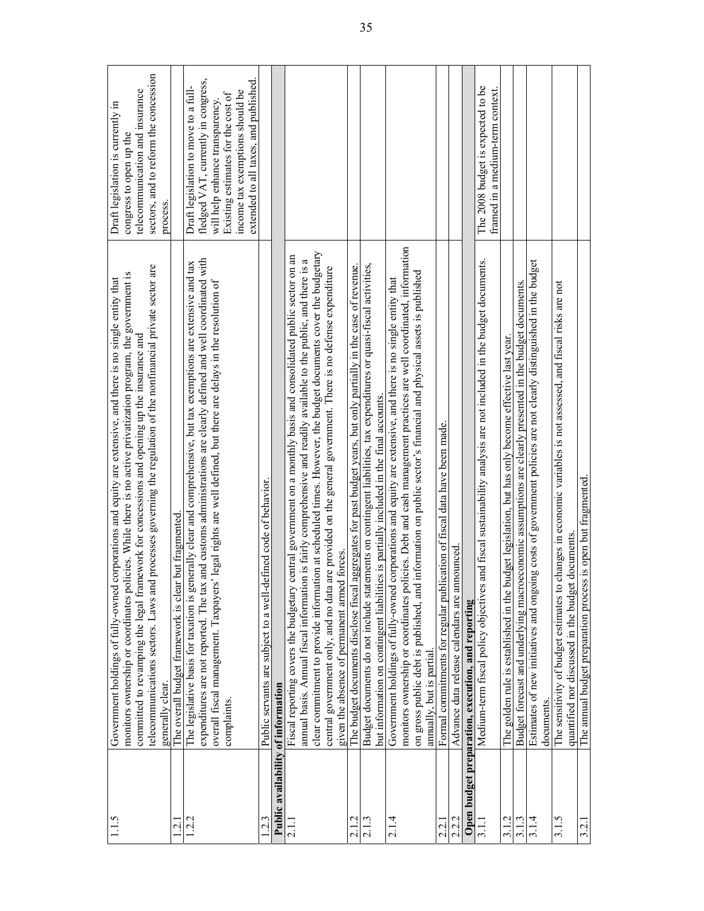| | | |
|---|---|---|
| 1.1.5 | Government holdings of fully-owned corporations and equity are extensive, and there is no single entity that monitors ownership or coordinates policies. While there is no active privatization program, the government is committed to revamping the legal framework for concessions and opening up the insurance and telecommunications sectors. Laws and processes governing the regulation of the nonfinancial private sector are generally clear. | Draft legislation is currently in congress to open up the telecommunication and insurance sectors, and to reform the concession process. |
| 1.2.1 | The overall budget framework is clear but fragmented. | |
| 1.2.2 | The legislative basis for taxation is generally clear and comprehensive, but tax exemptions are extensive and tax expenditures are not reported. The tax and customs administrations are clearly defined and well coordinated with overall fiscal management. Taxpayers' legal rights are well defined, but there are delays in the resolution of complaints. | Draft legislation to move to a full-fledged VAT, currently in congress, will help enhance transparency. Existing estimates for the cost of income tax exemptions should be extended to all taxes, and published. |
| 1.2.3 | Public servants are subject to a well-defined code of behavior. | |
| **Public availability of information** | | |
| 2.1.1 | Fiscal reporting covers the budgetary central government on a monthly basis and consolidated public sector on an annual basis. Annual fiscal information is fairly comprehensive and readily available to the public, and there is a clear commitment to provide information at scheduled times. However, the budget documents cover the budgetary central government only, and no data are provided on the general government. There is no defense expenditure given the absence of permanent armed forces. | |
| 2.1.2 | The budget documents disclose fiscal aggregates for past budget years, but only partially in the case of revenue. | |
| 2.1.3 | Budget documents do not include statements on contingent liabilities, tax expenditures or quasi-fiscal activities, but information on contingent liabilities is partially included in the final accounts. | |
| 2.1.4 | Government holdings of fully-owned corporations and equity are extensive, and there is no single entity that monitors ownership or coordinates policies. Debt and cash management practices are well coordinated, information on gross public debt is published, and information on public sector's financial and physical assets is published annually, but is partial. | |
| 2.2.1 | Formal commitments for regular publication of fiscal data have been made. | |
| 2.2.2 | Advance data release calendars are announced. | |
| **Open budget preparation, execution, and reporting** | | |
| 3.1.1 | Medium-term fiscal policy objectives and fiscal sustainability analysis are not included in the budget documents. | The 2008 budget is expected to be framed in a medium-term context. |
| 3.1.2 | The golden rule is established in the budget legislation, but has only become effective last year. | |
| 3.1.3 | Budget forecast and underlying macroeconomic assumptions are clearly presented in the budget documents. | |
| 3.1.4 | Estimates of new initiatives and ongoing costs of government policies are not clearly distinguished in the budget documents. | |
| 3.1.5 | The sensitivity of budget estimates to changes in economic variables is not assessed, and fiscal risks are not quantified nor discussed in the budget documents. | |
| 3.2.1 | The annual budget preparation process is open but fragmented. | |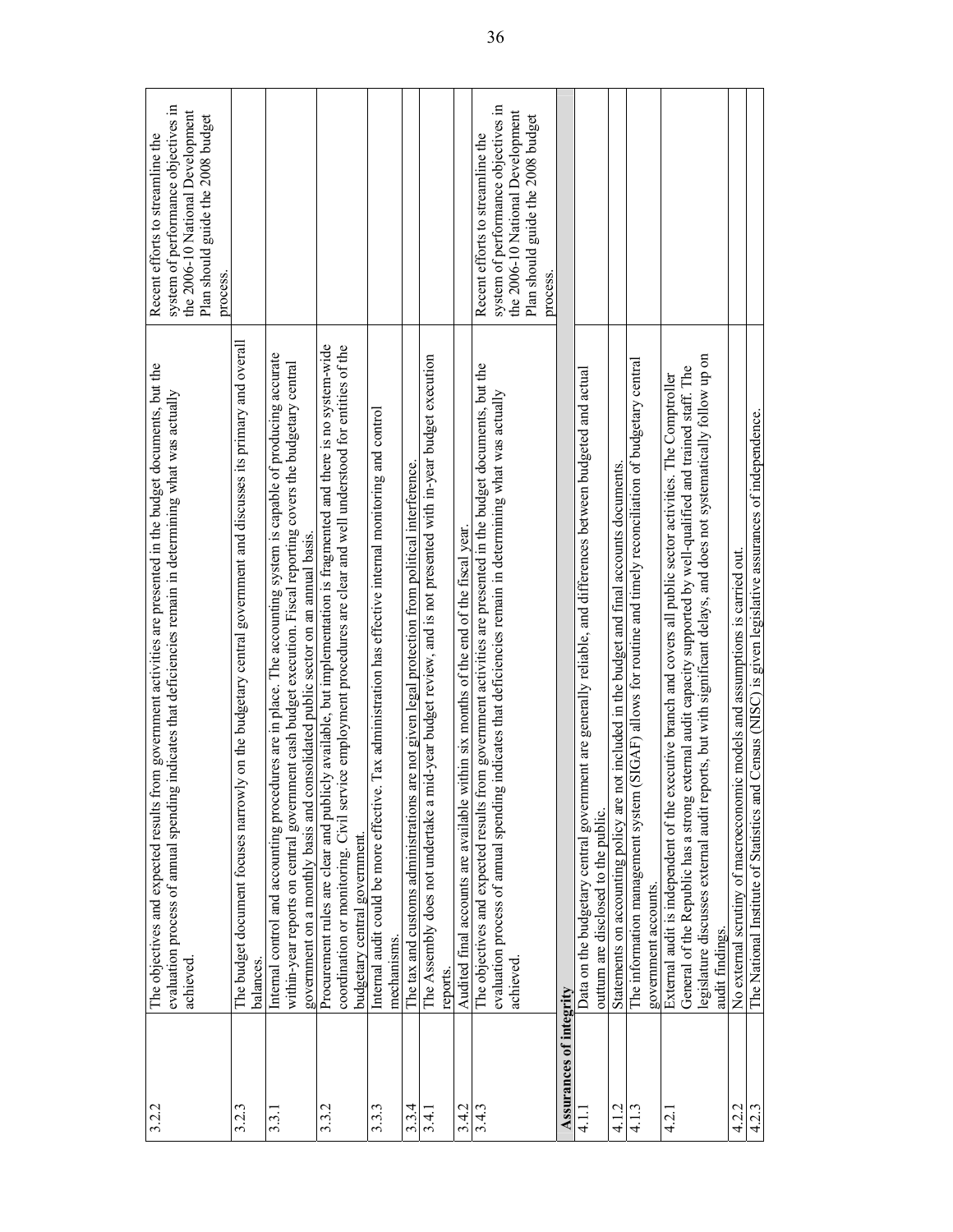| | | |
|---|---|---|
| 3.2.2 | The objectives and expected results from government activities are presented in the budget documents, but the evaluation process of annual spending indicates that deficiencies remain in determining what was actually achieved. | Recent efforts to streamline the system of performance objectives in the 2006-10 National Development Plan should guide the 2008 budget process. |
| 3.2.3 | The budget document focuses narrowly on the budgetary central government and discusses its primary and overall balances. | |
| 3.3.1 | Internal control and accounting procedures are in place. The accounting system is capable of producing accurate within-year reports on central government cash budget execution. Fiscal reporting covers the budgetary central government on a monthly basis and consolidated public sector on an annual basis. | |
| 3.3.2 | Procurement rules are clear and publicly available, but implementation is fragmented and there is no system-wide coordination or monitoring. Civil service employment procedures are clear and well understood for entities of the budgetary central government. | |
| 3.3.3 | Internal audit could be more effective. Tax administration has effective internal monitoring and control mechanisms. | |
| 3.3.4 | The tax and customs administrations are not given legal protection from political interference. | |
| 3.4.1 | The Assembly does not undertake a mid-year budget review, and is not presented with in-year budget execution reports. | |
| 3.4.2 | Audited final accounts are available within six months of the end of the fiscal year. | |
| 3.4.3 | The objectives and expected results from government activities are presented in the budget documents, but the evaluation process of annual spending indicates that deficiencies remain in determining what was actually achieved. | Recent efforts to streamline the system of performance objectives in the 2006-10 National Development Plan should guide the 2008 budget process. |
| **Assurances of integrity** | | |
| 4.1.1 | Data on the budgetary central government are generally reliable, and differences between budgeted and actual outturn are disclosed to the public. | |
| 4.1.2 | Statements on accounting policy are not included in the budget and final accounts documents. | |
| 4.1.3 | The information management system (SIGAF) allows for routine and timely reconciliation of budgetary central government accounts. | |
| 4.2.1 | External audit is independent of the executive branch and covers all public sector activities. The Comptroller General of the Republic has a strong external audit capacity supported by well-qualified and trained staff. The legislature discusses external audit reports, but with significant delays, and does not systematically follow up on audit findings. | |
| 4.2.2 | No external scrutiny of macroeconomic models and assumptions is carried out. | |
| 4.2.3 | The National Institute of Statistics and Census (NISC) is given legislative assurances of independence. | |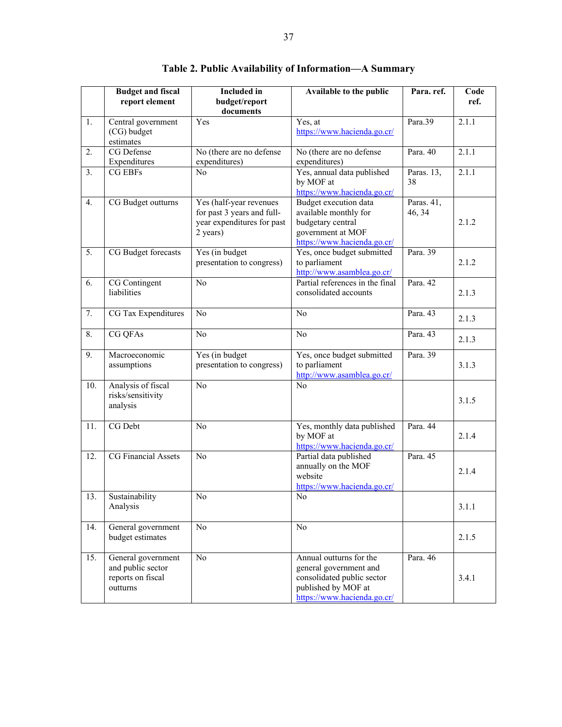**Table 2. Public Availability of Information—A Summary**

| | Budget and fiscal report element | Included in budget/report documents | Available to the public | Para. ref. | Code ref. |
|---|---|---|---|---|---|
| 1. | Central government (CG) budget estimates | Yes | Yes, at https://www.hacienda.go.cr/ | Para.39 | 2.1.1 |
| 2. | CG Defense Expenditures | No (there are no defense expenditures) | No (there are no defense expenditures) | Para. 40 | 2.1.1 |
| 3. | CG EBFs | No | Yes, annual data published by MOF at https://www.hacienda.go.cr/ | Paras. 13, 38 | 2.1.1 |
| 4. | CG Budget outturns | Yes (half-year revenues for past 3 years and full-year expenditures for past 2 years) | Budget execution data available monthly for budgetary central government at MOF https://www.hacienda.go.cr/ | Paras. 41, 46, 34 | 2.1.2 |
| 5. | CG Budget forecasts | Yes (in budget presentation to congress) | Yes, once budget submitted to parliament http://www.asamblea.go.cr/ | Para. 39 | 2.1.2 |
| 6. | CG Contingent liabilities | No | Partial references in the final consolidated accounts | Para. 42 | 2.1.3 |
| 7. | CG Tax Expenditures | No | No | Para. 43 | 2.1.3 |
| 8. | CG QFAs | No | No | Para. 43 | 2.1.3 |
| 9. | Macroeconomic assumptions | Yes (in budget presentation to congress) | Yes, once budget submitted to parliament http://www.asamblea.go.cr/ | Para. 39 | 3.1.3 |
| 10. | Analysis of fiscal risks/sensitivity analysis | No | No | | 3.1.5 |
| 11. | CG Debt | No | Yes, monthly data published by MOF at https://www.hacienda.go.cr/ | Para. 44 | 2.1.4 |
| 12. | CG Financial Assets | No | Partial data published annually on the MOF website https://www.hacienda.go.cr/ | Para. 45 | 2.1.4 |
| 13. | Sustainability Analysis | No | No | | 3.1.1 |
| 14. | General government budget estimates | No | No | | 2.1.5 |
| 15. | General government and public sector reports on fiscal outturns | No | Annual outturns for the general government and consolidated public sector published by MOF at https://www.hacienda.go.cr/ | Para. 46 | 3.4.1 |